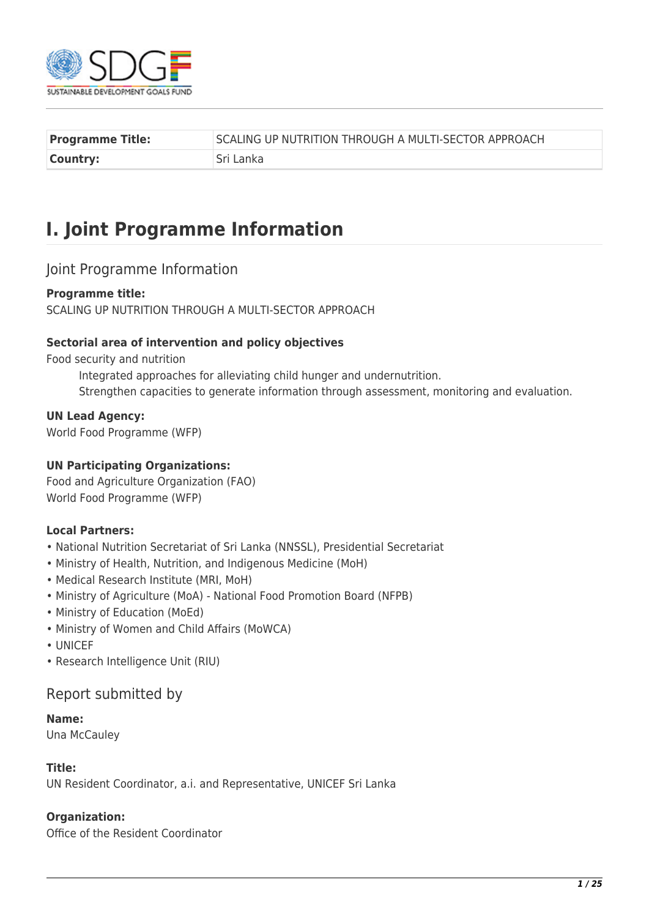| Programme Title: | SCALING UP NUTRITION THROUGH A MULTI-SECTOR APPROACH |
| --- | --- |
| Country: | Sri Lanka |

# I. Joint Programme Information

## Joint Programme Information

**Programme title:**
SCALING UP NUTRITION THROUGH A MULTI-SECTOR APPROACH

**Sectorial area of intervention and policy objectives**
Food security and nutrition

Integrated approaches for alleviating child hunger and undernutrition.
Strengthen capacities to generate information through assessment, monitoring and evaluation.

**UN Lead Agency:**
World Food Programme (WFP)

**UN Participating Organizations:**
Food and Agriculture Organization (FAO)
World Food Programme (WFP)

**Local Partners:**
- National Nutrition Secretariat of Sri Lanka (NNSSL), Presidential Secretariat
- Ministry of Health, Nutrition, and Indigenous Medicine (MoH)
- Medical Research Institute (MRI, MoH)
- Ministry of Agriculture (MoA) - National Food Promotion Board (NFPB)
- Ministry of Education (MoEd)
- Ministry of Women and Child Affairs (MoWCA)
- UNICEF
- Research Intelligence Unit (RIU)

## Report submitted by

**Name:**
Una McCauley

**Title:**
UN Resident Coordinator, a.i. and Representative, UNICEF Sri Lanka

**Organization:**
Office of the Resident Coordinator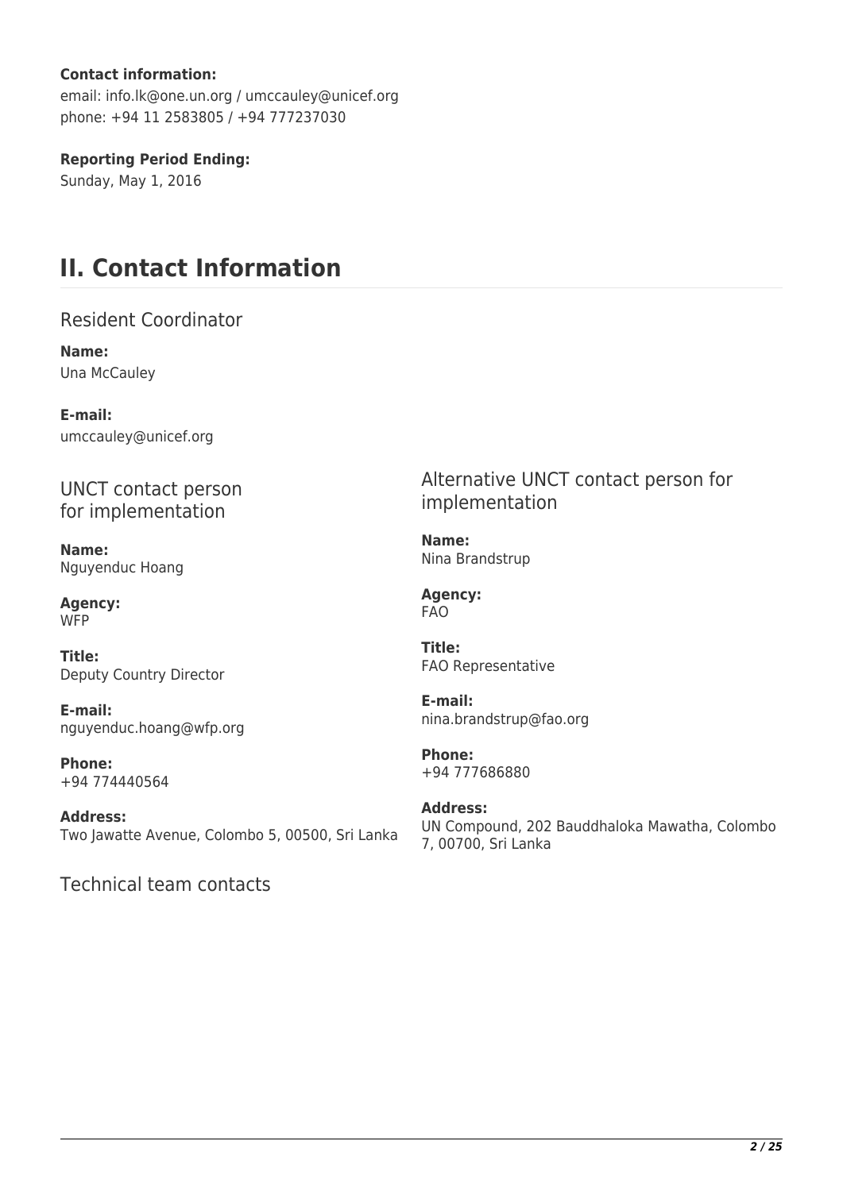**Contact information:**
email: info.lk@one.un.org / umccauley@unicef.org
phone: +94 11 2583805 / +94 777237030

**Reporting Period Ending:**
Sunday, May 1, 2016

# II. Contact Information

## Resident Coordinator

**Name:**
Una McCauley

**E-mail:**
umccauley@unicef.org

## UNCT contact person for implementation

**Name:**
Nguyenduc Hoang

**Agency:**
WFP

**Title:**
Deputy Country Director

**E-mail:**
nguyenduc.hoang@wfp.org

**Phone:**
+94 774440564

**Address:**
Two Jawatte Avenue, Colombo 5, 00500, Sri Lanka

## Alternative UNCT contact person for implementation

**Name:**
Nina Brandstrup

**Agency:**
FAO

**Title:**
FAO Representative

**E-mail:**
nina.brandstrup@fao.org

**Phone:**
+94 777686880

**Address:**
UN Compound, 202 Bauddhaloka Mawatha, Colombo 7, 00700, Sri Lanka

## Technical team contacts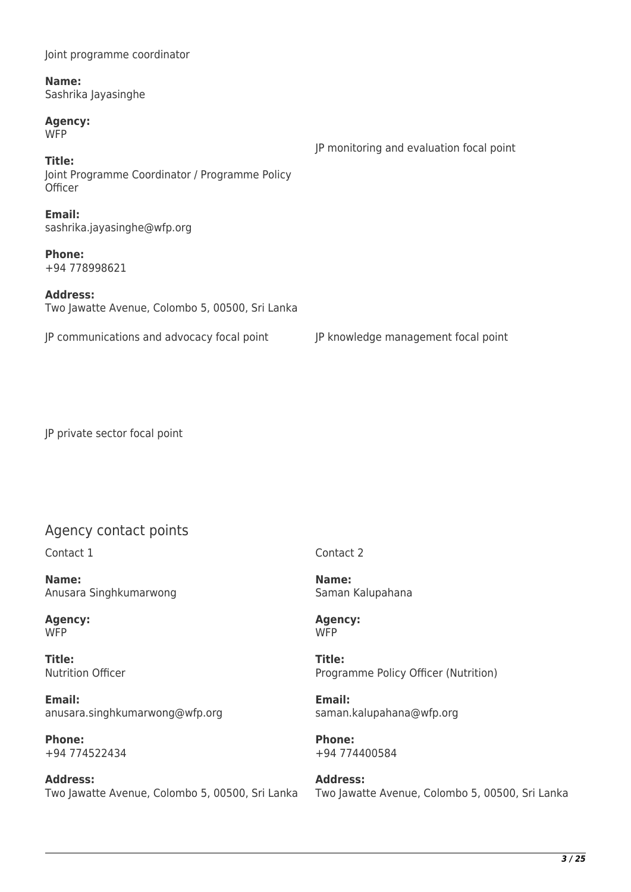Joint programme coordinator

**Name:**
Sashrika Jayasinghe

**Agency:**
WFP

**Title:**
Joint Programme Coordinator / Programme Policy Officer

**Email:**
sashrika.jayasinghe@wfp.org

**Phone:**
+94 778998621

**Address:**
Two Jawatte Avenue, Colombo 5, 00500, Sri Lanka

JP monitoring and evaluation focal point

JP communications and advocacy focal point

JP knowledge management focal point

JP private sector focal point

## Agency contact points

Contact 1

**Name:**
Anusara Singhkumarwong

**Agency:**
WFP

**Title:**
Nutrition Officer

**Email:**
anusara.singhkumarwong@wfp.org

**Phone:**
+94 774522434

**Address:**
Two Jawatte Avenue, Colombo 5, 00500, Sri Lanka

Contact 2

**Name:**
Saman Kalupahana

**Agency:**
WFP

**Title:**
Programme Policy Officer (Nutrition)

**Email:**
saman.kalupahana@wfp.org

**Phone:**
+94 774400584

**Address:**
Two Jawatte Avenue, Colombo 5, 00500, Sri Lanka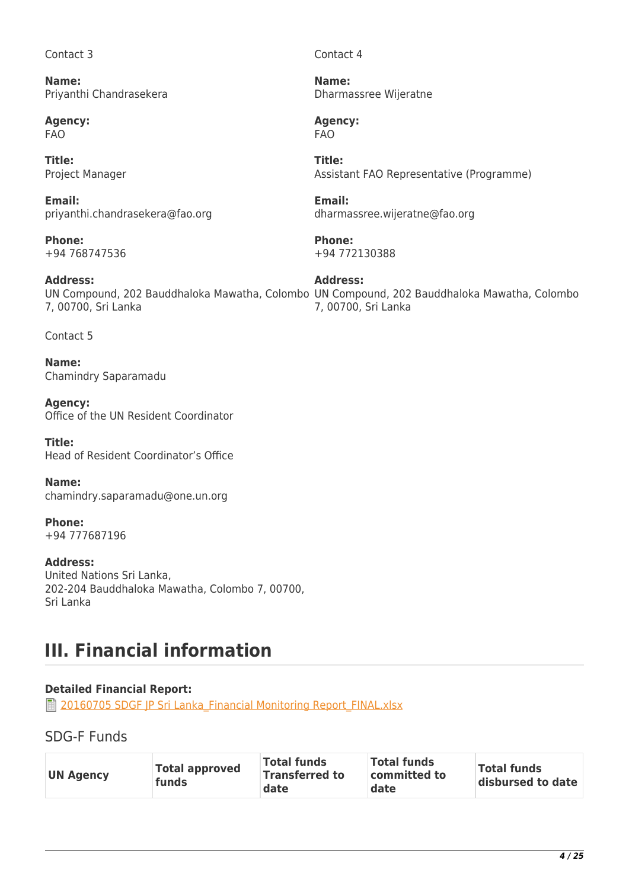Contact 3

**Name:**
Priyanthi Chandrasekera

**Agency:**
FAO

**Title:**
Project Manager

**Email:**
priyanthi.chandrasekera@fao.org

**Phone:**
+94 768747536

**Address:**
UN Compound, 202 Bauddhaloka Mawatha, Colombo 7, 00700, Sri Lanka

Contact 4

**Name:**
Dharmassree Wijeratne

**Agency:**
FAO

**Title:**
Assistant FAO Representative (Programme)

**Email:**
dharmassree.wijeratne@fao.org

**Phone:**
+94 772130388

**Address:**
UN Compound, 202 Bauddhaloka Mawatha, Colombo 7, 00700, Sri Lanka

Contact 5

**Name:**
Chamindry Saparamadu

**Agency:**
Office of the UN Resident Coordinator

**Title:**
Head of Resident Coordinator's Office

**Name:**
chamindry.saparamadu@one.un.org

**Phone:**
+94 777687196

**Address:**
United Nations Sri Lanka,
202-204 Bauddhaloka Mawatha, Colombo 7, 00700,
Sri Lanka

# III. Financial information

**Detailed Financial Report:**
20160705 SDGF JP Sri Lanka_Financial Monitoring Report_FINAL.xlsx

## SDG-F Funds

| UN Agency | Total approved funds | Total funds Transferred to date | Total funds committed to date | Total funds disbursed to date |
|---|---|---|---|---|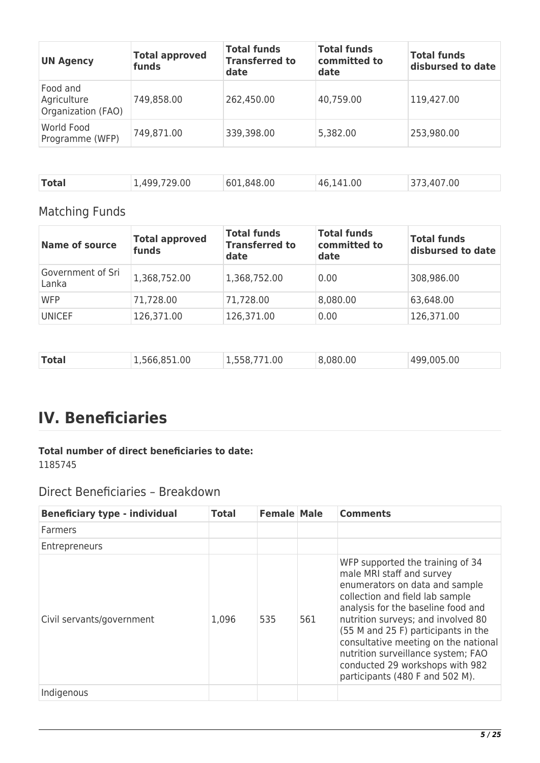| UN Agency | Total approved funds | Total funds Transferred to date | Total funds committed to date | Total funds disbursed to date |
|---|---|---|---|---|
| Food and Agriculture Organization (FAO) | 749,858.00 | 262,450.00 | 40,759.00 | 119,427.00 |
| World Food Programme (WFP) | 749,871.00 | 339,398.00 | 5,382.00 | 253,980.00 |

| Total | 1,499,729.00 | 601,848.00 | 46,141.00 | 373,407.00 |
|---|---|---|---|---|

## Matching Funds

| Name of source | Total approved funds | Total funds Transferred to date | Total funds committed to date | Total funds disbursed to date |
|---|---|---|---|---|
| Government of Sri Lanka | 1,368,752.00 | 1,368,752.00 | 0.00 | 308,986.00 |
| WFP | 71,728.00 | 71,728.00 | 8,080.00 | 63,648.00 |
| UNICEF | 126,371.00 | 126,371.00 | 0.00 | 126,371.00 |

| Total | 1,566,851.00 | 1,558,771.00 | 8,080.00 | 499,005.00 |
|---|---|---|---|---|

# IV. Beneficiaries

**Total number of direct beneficiaries to date:**
1185745

## Direct Beneficiaries – Breakdown

| Beneficiary type - individual | Total | Female | Male | Comments |
|---|---|---|---|---|
| Farmers | | | | |
| Entrepreneurs | | | | |
| Civil servants/government | 1,096 | 535 | 561 | WFP supported the training of 34 male MRI staff and survey enumerators on data and sample collection and field lab sample analysis for the baseline food and nutrition surveys; and involved 80 (55 M and 25 F) participants in the consultative meeting on the national nutrition surveillance system; FAO conducted 29 workshops with 982 participants (480 F and 502 M). |
| Indigenous | | | | |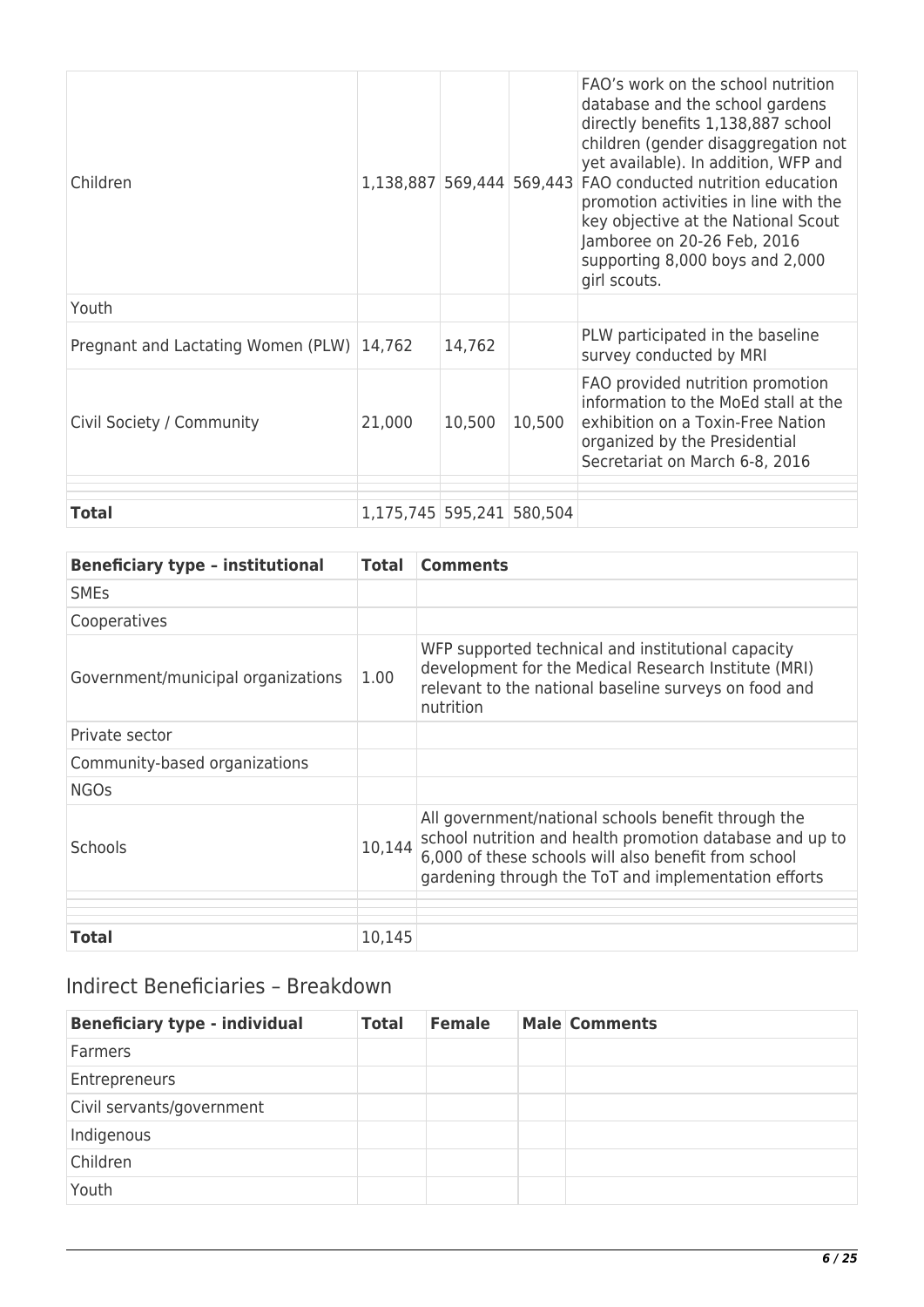| | | | | |
|---|---|---|---|---|
| Children | 1,138,887 | 569,444 | 569,443 | FAO's work on the school nutrition database and the school gardens directly benefits 1,138,887 school children (gender disaggregation not yet available). In addition, WFP and FAO conducted nutrition education promotion activities in line with the key objective at the National Scout Jamboree on 20-26 Feb, 2016 supporting 8,000 boys and 2,000 girl scouts. |
| Youth | | | | |
| Pregnant and Lactating Women (PLW) | 14,762 | 14,762 | | PLW participated in the baseline survey conducted by MRI |
| Civil Society / Community | 21,000 | 10,500 | 10,500 | FAO provided nutrition promotion information to the MoEd stall at the exhibition on a Toxin-Free Nation organized by the Presidential Secretariat on March 6-8, 2016 |
| | | | | |
| | | | | |
| **Total** | 1,175,745 | 595,241 | 580,504 | |

| Beneficiary type – institutional | Total | Comments |
|---|---|---|
| SMEs | | |
| Cooperatives | | |
| Government/municipal organizations | 1.00 | WFP supported technical and institutional capacity development for the Medical Research Institute (MRI) relevant to the national baseline surveys on food and nutrition |
| Private sector | | |
| Community-based organizations | | |
| NGOs | | |
| Schools | 10,144 | All government/national schools benefit through the school nutrition and health promotion database and up to 6,000 of these schools will also benefit from school gardening through the ToT and implementation efforts |
| | | |
| | | |
| **Total** | 10,145 | |

## Indirect Beneficiaries – Breakdown

| Beneficiary type - individual | Total | Female | Male | Comments |
|---|---|---|---|---|
| Farmers | | | | |
| Entrepreneurs | | | | |
| Civil servants/government | | | | |
| Indigenous | | | | |
| Children | | | | |
| Youth | | | | |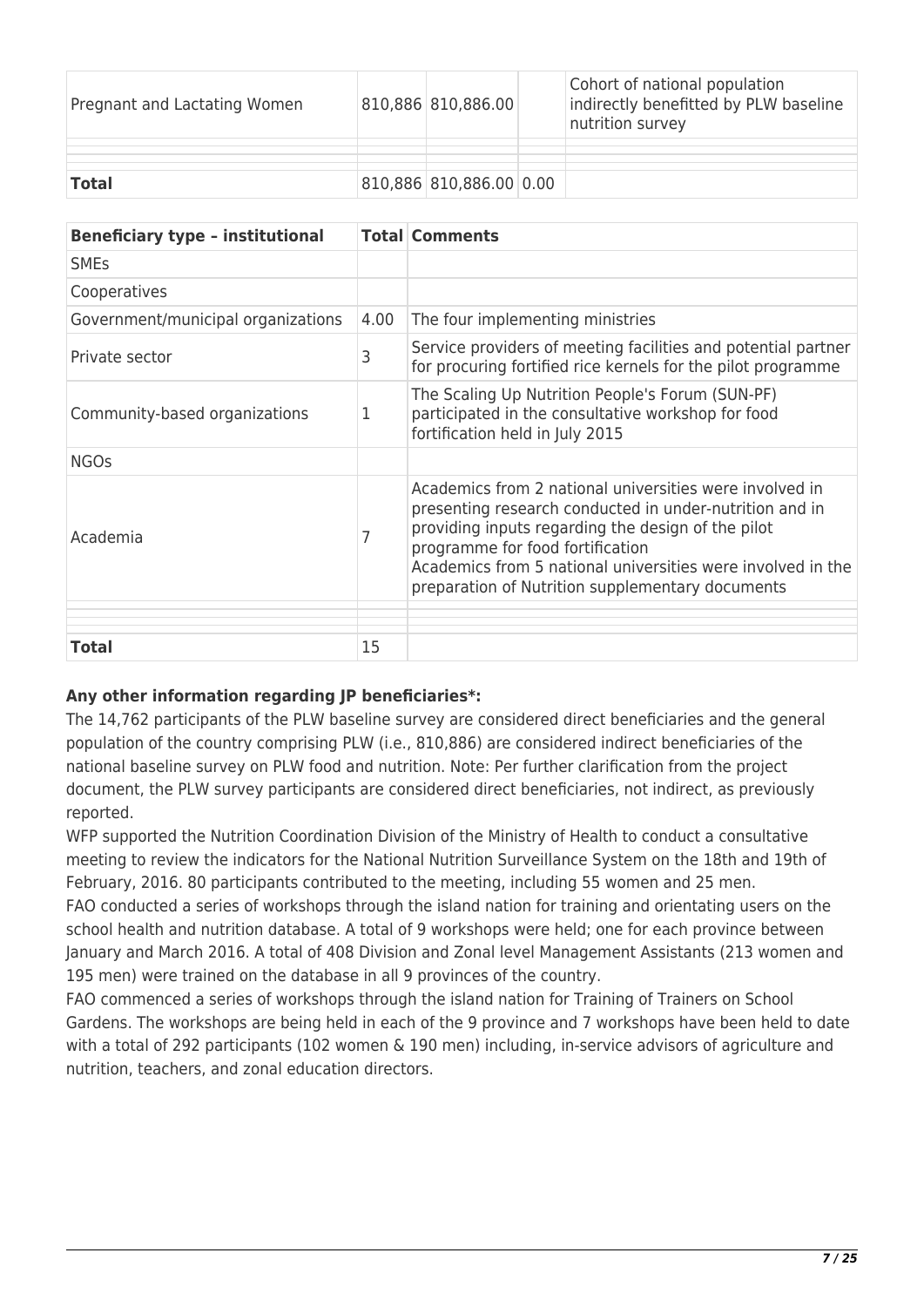| Pregnant and Lactating Women | 810,886 | 810,886.00 | | Cohort of national population indirectly benefitted by PLW baseline nutrition survey |
|---|---|---|---|---|
| | | | | |
| | | | | |
| **Total** | 810,886 | 810,886.00 | 0.00 | |

| Beneficiary type – institutional | Total | Comments |
|---|---|---|
| SMEs | | |
| Cooperatives | | |
| Government/municipal organizations | 4.00 | The four implementing ministries |
| Private sector | 3 | Service providers of meeting facilities and potential partner for procuring fortified rice kernels for the pilot programme |
| Community-based organizations | 1 | The Scaling Up Nutrition People's Forum (SUN-PF) participated in the consultative workshop for food fortification held in July 2015 |
| NGOs | | |
| Academia | 7 | Academics from 2 national universities were involved in presenting research conducted in under-nutrition and in providing inputs regarding the design of the pilot programme for food fortification<br>Academics from 5 national universities were involved in the preparation of Nutrition supplementary documents |
| | | |
| | | |
| **Total** | 15 | |

**Any other information regarding JP beneficiaries*:**

The 14,762 participants of the PLW baseline survey are considered direct beneficiaries and the general population of the country comprising PLW (i.e., 810,886) are considered indirect beneficiaries of the national baseline survey on PLW food and nutrition. Note: Per further clarification from the project document, the PLW survey participants are considered direct beneficiaries, not indirect, as previously reported.

WFP supported the Nutrition Coordination Division of the Ministry of Health to conduct a consultative meeting to review the indicators for the National Nutrition Surveillance System on the 18th and 19th of February, 2016. 80 participants contributed to the meeting, including 55 women and 25 men.

FAO conducted a series of workshops through the island nation for training and orientating users on the school health and nutrition database. A total of 9 workshops were held; one for each province between January and March 2016. A total of 408 Division and Zonal level Management Assistants (213 women and 195 men) were trained on the database in all 9 provinces of the country.

FAO commenced a series of workshops through the island nation for Training of Trainers on School Gardens. The workshops are being held in each of the 9 province and 7 workshops have been held to date with a total of 292 participants (102 women & 190 men) including, in-service advisors of agriculture and nutrition, teachers, and zonal education directors.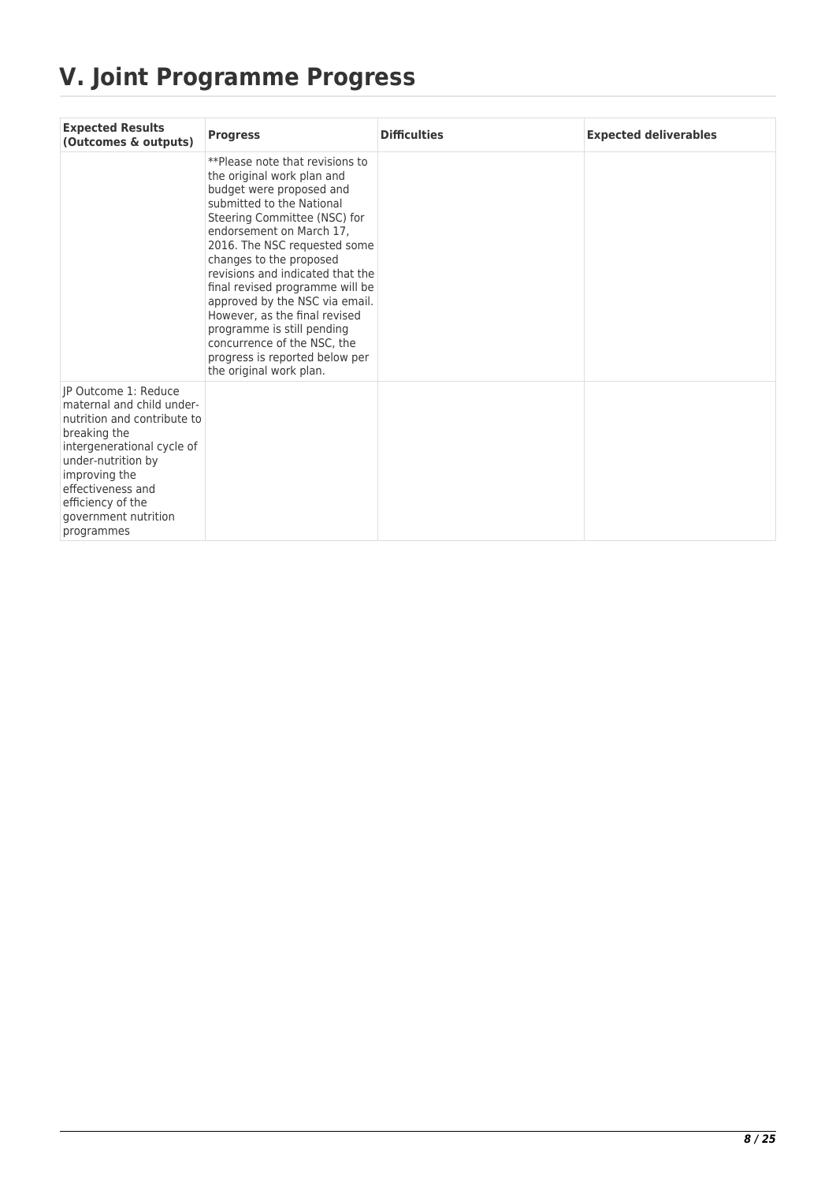# V. Joint Programme Progress

| Expected Results (Outcomes & outputs) | Progress | Difficulties | Expected deliverables |
|---|---|---|---|
| | **Please note that revisions to the original work plan and budget were proposed and submitted to the National Steering Committee (NSC) for endorsement on March 17, 2016. The NSC requested some changes to the proposed revisions and indicated that the final revised programme will be approved by the NSC via email. However, as the final revised programme is still pending concurrence of the NSC, the progress is reported below per the original work plan. | | |
| JP Outcome 1: Reduce maternal and child under-nutrition and contribute to breaking the intergenerational cycle of under-nutrition by improving the effectiveness and efficiency of the government nutrition programmes | | | |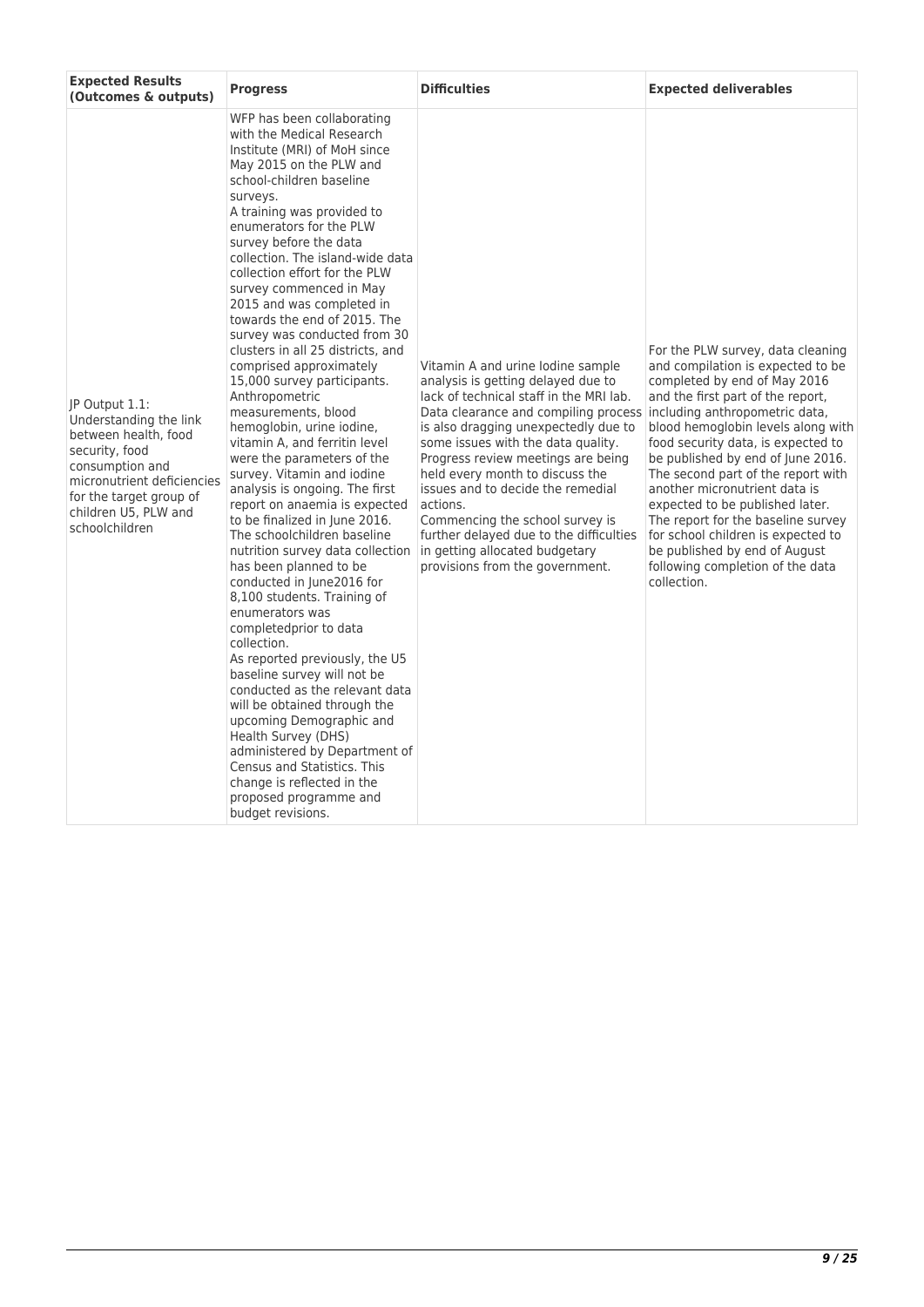| Expected Results (Outcomes & outputs) | Progress | Difficulties | Expected deliverables |
|---|---|---|---|
| JP Output 1.1: Understanding the link between health, food security, food consumption and micronutrient deficiencies for the target group of children U5, PLW and schoolchildren | WFP has been collaborating with the Medical Research Institute (MRI) of MoH since May 2015 on the PLW and school-children baseline surveys.<br>A training was provided to enumerators for the PLW survey before the data collection. The island-wide data collection effort for the PLW survey commenced in May 2015 and was completed in towards the end of 2015. The survey was conducted from 30 clusters in all 25 districts, and comprised approximately 15,000 survey participants. Anthropometric measurements, blood hemoglobin, urine iodine, vitamin A, and ferritin level were the parameters of the survey. Vitamin and iodine analysis is ongoing. The first report on anaemia is expected to be finalized in June 2016.<br>The schoolchildren baseline nutrition survey data collection has been planned to be conducted in June2016 for 8,100 students. Training of enumerators was completedprior to data collection.<br>As reported previously, the U5 baseline survey will not be conducted as the relevant data will be obtained through the upcoming Demographic and Health Survey (DHS) administered by Department of Census and Statistics. This change is reflected in the proposed programme and budget revisions. | Vitamin A and urine Iodine sample analysis is getting delayed due to lack of technical staff in the MRI lab. Data clearance and compiling process is also dragging unexpectedly due to some issues with the data quality. Progress review meetings are being held every month to discuss the issues and to decide the remedial actions.<br>Commencing the school survey is further delayed due to the difficulties in getting allocated budgetary provisions from the government. | For the PLW survey, data cleaning and compilation is expected to be completed by end of May 2016 and the first part of the report, including anthropometric data, blood hemoglobin levels along with food security data, is expected to be published by end of June 2016. The second part of the report with another micronutrient data is expected to be published later.<br>The report for the baseline survey for school children is expected to be published by end of August following completion of the data collection. |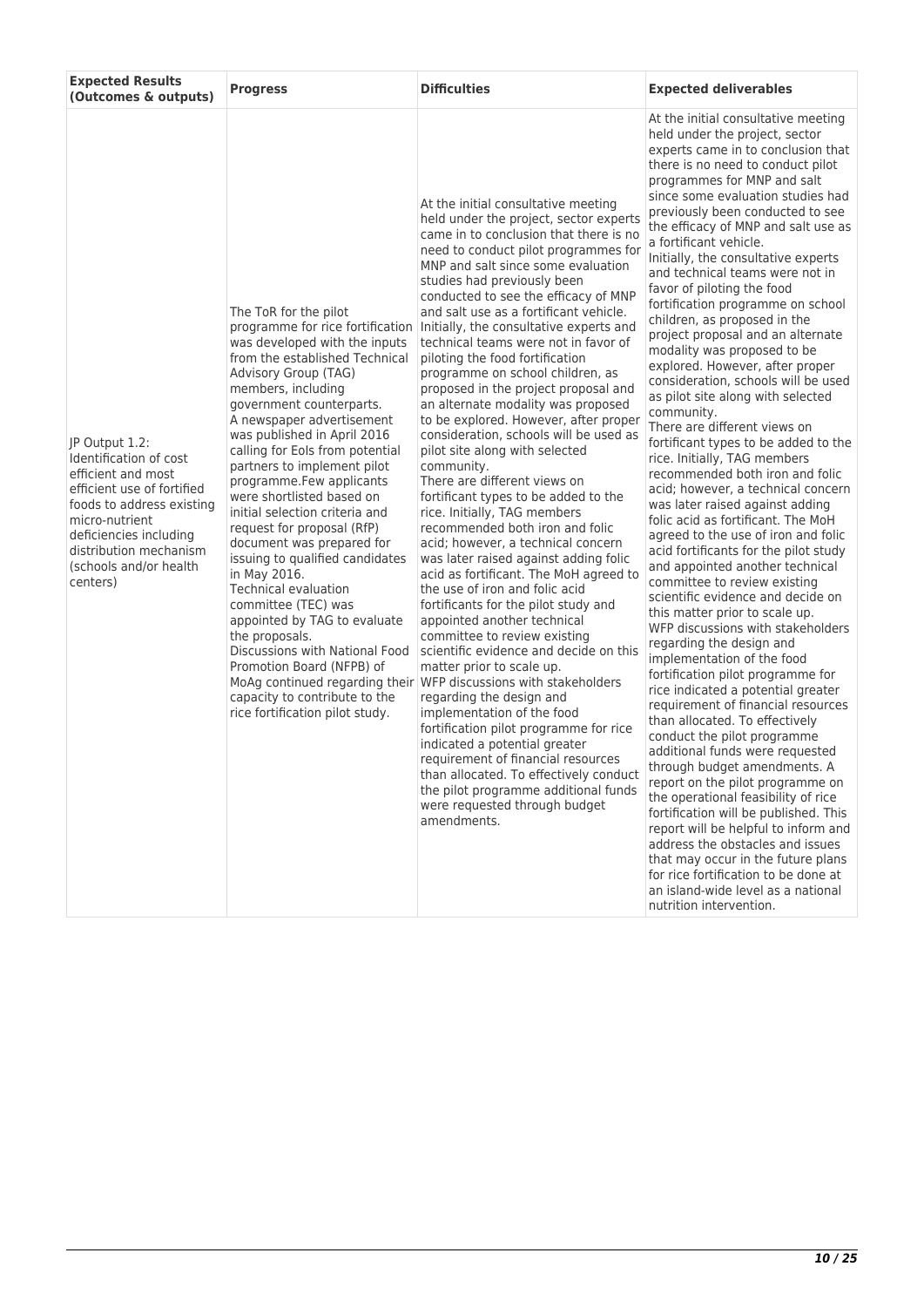| Expected Results (Outcomes & outputs) | Progress | Difficulties | Expected deliverables |
|---|---|---|---|
| JP Output 1.2: Identification of cost efficient and most efficient use of fortified foods to address existing micro-nutrient deficiencies including distribution mechanism (schools and/or health centers) | The ToR for the pilot programme for rice fortification was developed with the inputs from the established Technical Advisory Group (TAG) members, including government counterparts. A newspaper advertisement was published in April 2016 calling for EoIs from potential partners to implement pilot programme.Few applicants were shortlisted based on initial selection criteria and request for proposal (RfP) document was prepared for issuing to qualified candidates in May 2016. Technical evaluation committee (TEC) was appointed by TAG to evaluate the proposals. Discussions with National Food Promotion Board (NFPB) of MoAg continued regarding their capacity to contribute to the rice fortification pilot study. | At the initial consultative meeting held under the project, sector experts came in to conclusion that there is no need to conduct pilot programmes for MNP and salt since some evaluation studies had previously been conducted to see the efficacy of MNP and salt use as a fortificant vehicle. Initially, the consultative experts and technical teams were not in favor of piloting the food fortification programme on school children, as proposed in the project proposal and an alternate modality was proposed to be explored. However, after proper consideration, schools will be used as pilot site along with selected community. There are different views on fortificant types to be added to the rice. Initially, TAG members recommended both iron and folic acid; however, a technical concern was later raised against adding folic acid as fortificant. The MoH agreed to the use of iron and folic acid fortificants for the pilot study and appointed another technical committee to review existing scientific evidence and decide on this matter prior to scale up. WFP discussions with stakeholders regarding the design and implementation of the food fortification pilot programme for rice indicated a potential greater requirement of financial resources than allocated. To effectively conduct the pilot programme additional funds were requested through budget amendments. | At the initial consultative meeting held under the project, sector experts came in to conclusion that there is no need to conduct pilot programmes for MNP and salt since some evaluation studies had previously been conducted to see the efficacy of MNP and salt use as a fortificant vehicle. Initially, the consultative experts and technical teams were not in favor of piloting the food fortification programme on school children, as proposed in the project proposal and an alternate modality was proposed to be explored. However, after proper consideration, schools will be used as pilot site along with selected community. There are different views on fortificant types to be added to the rice. Initially, TAG members recommended both iron and folic acid; however, a technical concern was later raised against adding folic acid as fortificant. The MoH agreed to the use of iron and folic acid fortificants for the pilot study and appointed another technical committee to review existing scientific evidence and decide on this matter prior to scale up. WFP discussions with stakeholders regarding the design and implementation of the food fortification pilot programme for rice indicated a potential greater requirement of financial resources than allocated. To effectively conduct the pilot programme additional funds were requested through budget amendments. A report on the pilot programme on the operational feasibility of rice fortification will be published. This report will be helpful to inform and address the obstacles and issues that may occur in the future plans for rice fortification to be done at an island-wide level as a national nutrition intervention. |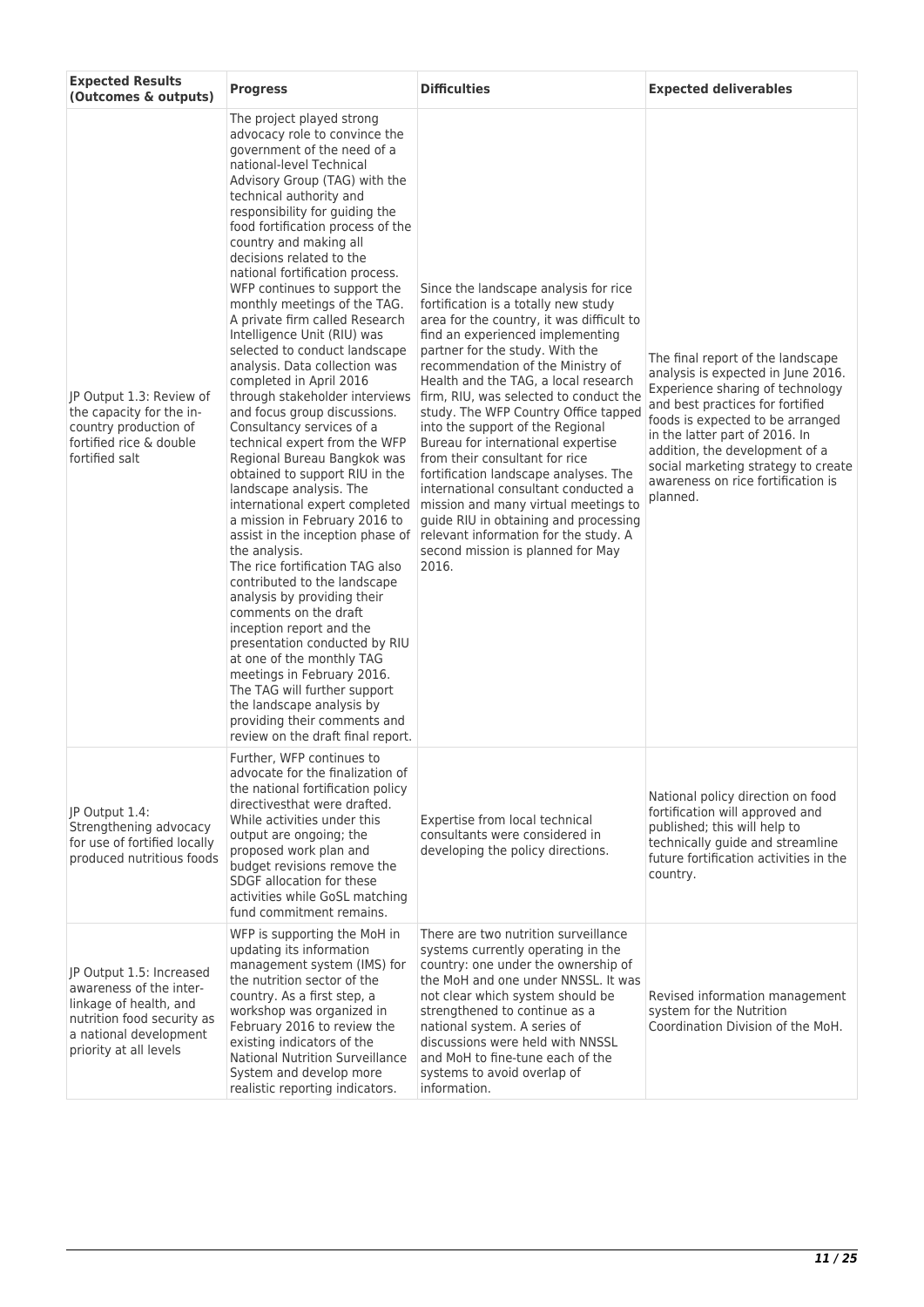| Expected Results (Outcomes & outputs) | Progress | Difficulties | Expected deliverables |
|---|---|---|---|
| JP Output 1.3: Review of the capacity for the in-country production of fortified rice & double fortified salt | The project played strong advocacy role to convince the government of the need of a national-level Technical Advisory Group (TAG) with the technical authority and responsibility for guiding the food fortification process of the country and making all decisions related to the national fortification process. WFP continues to support the monthly meetings of the TAG. A private firm called Research Intelligence Unit (RIU) was selected to conduct landscape analysis. Data collection was completed in April 2016 through stakeholder interviews and focus group discussions. Consultancy services of a technical expert from the WFP Regional Bureau Bangkok was obtained to support RIU in the landscape analysis. The international expert completed a mission in February 2016 to assist in the inception phase of the analysis.<br>The rice fortification TAG also contributed to the landscape analysis by providing their comments on the draft inception report and the presentation conducted by RIU at one of the monthly TAG meetings in February 2016. The TAG will further support the landscape analysis by providing their comments and review on the draft final report. | Since the landscape analysis for rice fortification is a totally new study area for the country, it was difficult to find an experienced implementing partner for the study. With the recommendation of the Ministry of Health and the TAG, a local research firm, RIU, was selected to conduct the study. The WFP Country Office tapped into the support of the Regional Bureau for international expertise from their consultant for rice fortification landscape analyses. The international consultant conducted a mission and many virtual meetings to guide RIU in obtaining and processing relevant information for the study. A second mission is planned for May 2016. | The final report of the landscape analysis is expected in June 2016. Experience sharing of technology and best practices for fortified foods is expected to be arranged in the latter part of 2016. In addition, the development of a social marketing strategy to create awareness on rice fortification is planned. |
| JP Output 1.4: Strengthening advocacy for use of fortified locally produced nutritious foods | Further, WFP continues to advocate for the finalization of the national fortification policy directivesthat were drafted. While activities under this output are ongoing; the proposed work plan and budget revisions remove the SDGF allocation for these activities while GoSL matching fund commitment remains. | Expertise from local technical consultants were considered in developing the policy directions. | National policy direction on food fortification will approved and published; this will help to technically guide and streamline future fortification activities in the country. |
| JP Output 1.5: Increased awareness of the inter-linkage of health, and nutrition food security as a national development priority at all levels | WFP is supporting the MoH in updating its information management system (IMS) for the nutrition sector of the country. As a first step, a workshop was organized in February 2016 to review the existing indicators of the National Nutrition Surveillance System and develop more realistic reporting indicators. | There are two nutrition surveillance systems currently operating in the country: one under the ownership of the MoH and one under NNSSL. It was not clear which system should be strengthened to continue as a national system. A series of discussions were held with NNSSL and MoH to fine-tune each of the systems to avoid overlap of information. | Revised information management system for the Nutrition Coordination Division of the MoH. |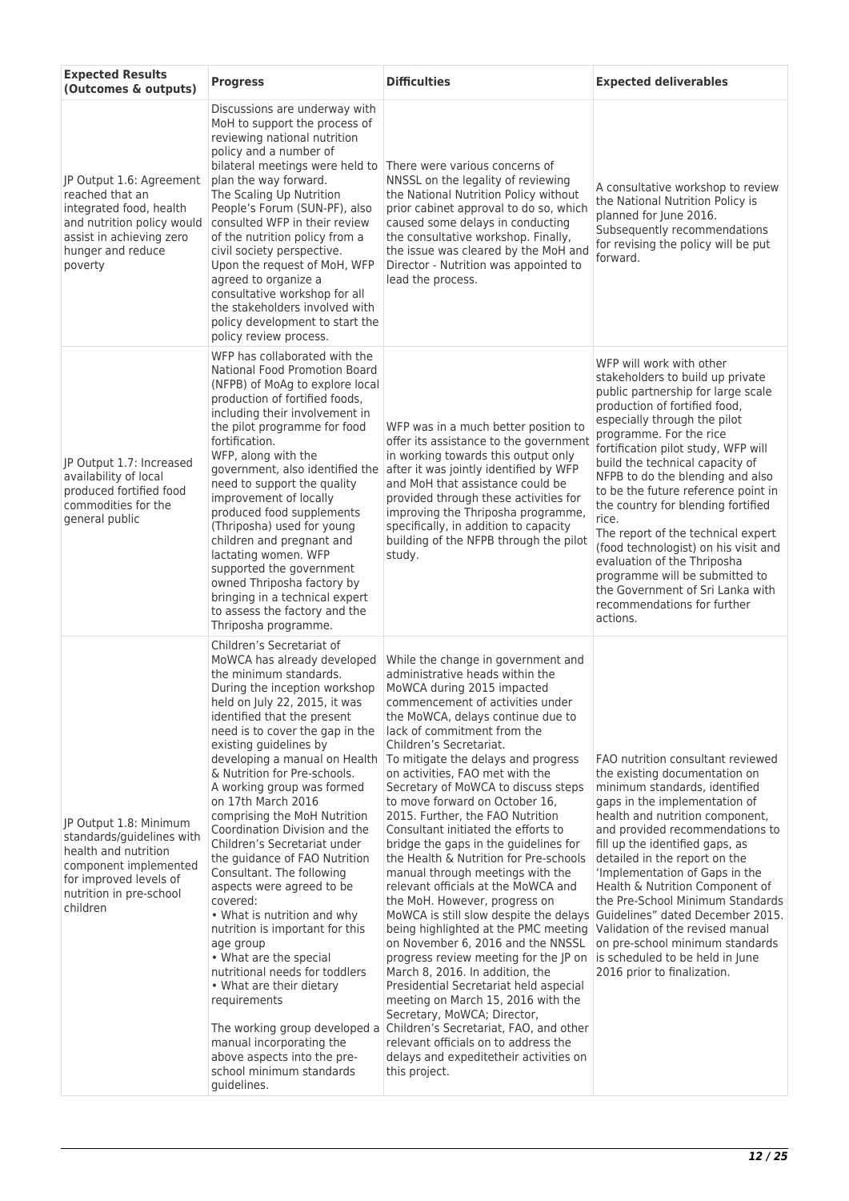| Expected Results (Outcomes & outputs) | Progress | Difficulties | Expected deliverables |
|---|---|---|---|
| JP Output 1.6: Agreement reached that an integrated food, health and nutrition policy would assist in achieving zero hunger and reduce poverty | Discussions are underway with MoH to support the process of reviewing national nutrition policy and a number of bilateral meetings were held to plan the way forward.<br>The Scaling Up Nutrition People's Forum (SUN-PF), also consulted WFP in their review of the nutrition policy from a civil society perspective.<br>Upon the request of MoH, WFP agreed to organize a consultative workshop for all the stakeholders involved with policy development to start the policy review process. | There were various concerns of NNSSL on the legality of reviewing the National Nutrition Policy without prior cabinet approval to do so, which caused some delays in conducting the consultative workshop. Finally, the issue was cleared by the MoH and Director - Nutrition was appointed to lead the process. | A consultative workshop to review the National Nutrition Policy is planned for June 2016. Subsequently recommendations for revising the policy will be put forward. |
| JP Output 1.7: Increased availability of local produced fortified food commodities for the general public | WFP has collaborated with the National Food Promotion Board (NFPB) of MoAg to explore local production of fortified foods, including their involvement in the pilot programme for food fortification.<br>WFP, along with the government, also identified the need to support the quality improvement of locally produced food supplements (Thriposha) used for young children and pregnant and lactating women. WFP supported the government owned Thriposha factory by bringing in a technical expert to assess the factory and the Thriposha programme. | WFP was in a much better position to offer its assistance to the government in working towards this output only after it was jointly identified by WFP and MoH that assistance could be provided through these activities for improving the Thriposha programme, specifically, in addition to capacity building of the NFPB through the pilot study. | WFP will work with other stakeholders to build up private public partnership for large scale production of fortified food, especially through the pilot programme. For the rice fortification pilot study, WFP will build the technical capacity of NFPB to do the blending and also to be the future reference point in the country for blending fortified rice.<br>The report of the technical expert (food technologist) on his visit and evaluation of the Thriposha programme will be submitted to the Government of Sri Lanka with recommendations for further actions. |
| JP Output 1.8: Minimum standards/guidelines with health and nutrition component implemented for improved levels of nutrition in pre-school children | Children's Secretariat of MoWCA has already developed the minimum standards. During the inception workshop held on July 22, 2015, it was identified that the present need is to cover the gap in the existing guidelines by developing a manual on Health & Nutrition for Pre-schools.<br>A working group was formed on 17th March 2016 comprising the MoH Nutrition Coordination Division and the Children's Secretariat under the guidance of FAO Nutrition Consultant. The following aspects were agreed to be covered:<br>• What is nutrition and why nutrition is important for this age group<br>• What are the special nutritional needs for toddlers<br>• What are their dietary requirements<br><br>The working group developed a manual incorporating the above aspects into the pre-school minimum standards guidelines. | While the change in government and administrative heads within the MoWCA during 2015 impacted commencement of activities under the MoWCA, delays continue due to lack of commitment from the Children's Secretariat.<br>To mitigate the delays and progress on activities, FAO met with the Secretary of MoWCA to discuss steps to move forward on October 16, 2015. Further, the FAO Nutrition Consultant initiated the efforts to bridge the gaps in the guidelines for the Health & Nutrition for Pre-schools manual through meetings with the relevant officials at the MoWCA and the MoH. However, progress on MoWCA is still slow despite the delays being highlighted at the PMC meeting on November 6, 2016 and the NNSSL progress review meeting for the JP on March 8, 2016. In addition, the Presidential Secretariat held aspecial meeting on March 15, 2016 with the Secretary, MoWCA; Director, Children's Secretariat, FAO, and other relevant officials on to address the delays and expeditetheir activities on this project. | FAO nutrition consultant reviewed the existing documentation on minimum standards, identified gaps in the implementation of health and nutrition component, and provided recommendations to fill up the identified gaps, as detailed in the report on the 'Implementation of Gaps in the Health & Nutrition Component of the Pre-School Minimum Standards Guidelines" dated December 2015. Validation of the revised manual on pre-school minimum standards is scheduled to be held in June 2016 prior to finalization. |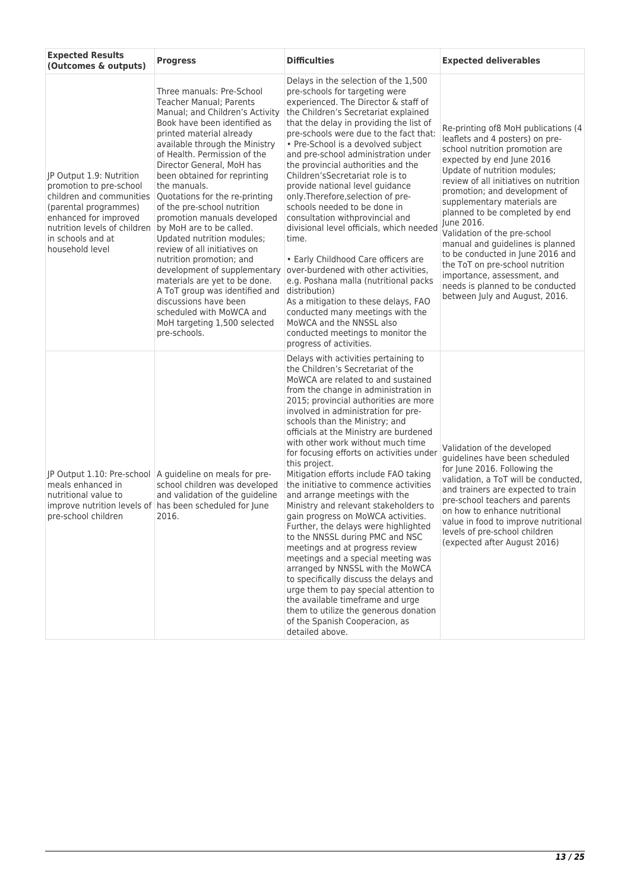| Expected Results (Outcomes & outputs) | Progress | Difficulties | Expected deliverables |
|---|---|---|---|
| JP Output 1.9: Nutrition promotion to pre-school children and communities (parental programmes) enhanced for improved nutrition levels of children in schools and at household level | Three manuals: Pre-School Teacher Manual; Parents Manual; and Children's Activity Book have been identified as printed material already available through the Ministry of Health. Permission of the Director General, MoH has been obtained for reprinting the manuals. Quotations for the re-printing of the pre-school nutrition promotion manuals developed by MoH are to be called. Updated nutrition modules; review of all initiatives on nutrition promotion; and development of supplementary materials are yet to be done. A ToT group was identified and discussions have been scheduled with MoWCA and MoH targeting 1,500 selected pre-schools. | Delays in the selection of the 1,500 pre-schools for targeting were experienced. The Director & staff of the Children's Secretariat explained that the delay in providing the list of pre-schools were due to the fact that: • Pre-School is a devolved subject and pre-school administration under the provincial authorities and the Children'sSecretariat role is to provide national level guidance only.Therefore,selection of pre-schools needed to be done in consultation withprovincial and divisional level officials, which needed time. • Early Childhood Care officers are over-burdened with other activities, e.g. Poshana malla (nutritional packs distribution) As a mitigation to these delays, FAO conducted many meetings with the MoWCA and the NNSSL also conducted meetings to monitor the progress of activities. | Re-printing of8 MoH publications (4 leaflets and 4 posters) on pre-school nutrition promotion are expected by end June 2016 Update of nutrition modules; review of all initiatives on nutrition promotion; and development of supplementary materials are planned to be completed by end June 2016. Validation of the pre-school manual and guidelines is planned to be conducted in June 2016 and the ToT on pre-school nutrition importance, assessment, and needs is planned to be conducted between July and August, 2016. |
| JP Output 1.10: Pre-school meals enhanced in nutritional value to improve nutrition levels of pre-school children | A guideline on meals for pre-school children was developed and validation of the guideline has been scheduled for June 2016. | Delays with activities pertaining to the Children's Secretariat of the MoWCA are related to and sustained from the change in administration in 2015; provincial authorities are more involved in administration for pre-schools than the Ministry; and officials at the Ministry are burdened with other work without much time for focusing efforts on activities under this project. Mitigation efforts include FAO taking the initiative to commence activities and arrange meetings with the Ministry and relevant stakeholders to gain progress on MoWCA activities. Further, the delays were highlighted to the NNSSL during PMC and NSC meetings and at progress review meetings and a special meeting was arranged by NNSSL with the MoWCA to specifically discuss the delays and urge them to pay special attention to the available timeframe and urge them to utilize the generous donation of the Spanish Cooperacion, as detailed above. | Validation of the developed guidelines have been scheduled for June 2016. Following the validation, a ToT will be conducted, and trainers are expected to train pre-school teachers and parents on how to enhance nutritional value in food to improve nutritional levels of pre-school children (expected after August 2016) |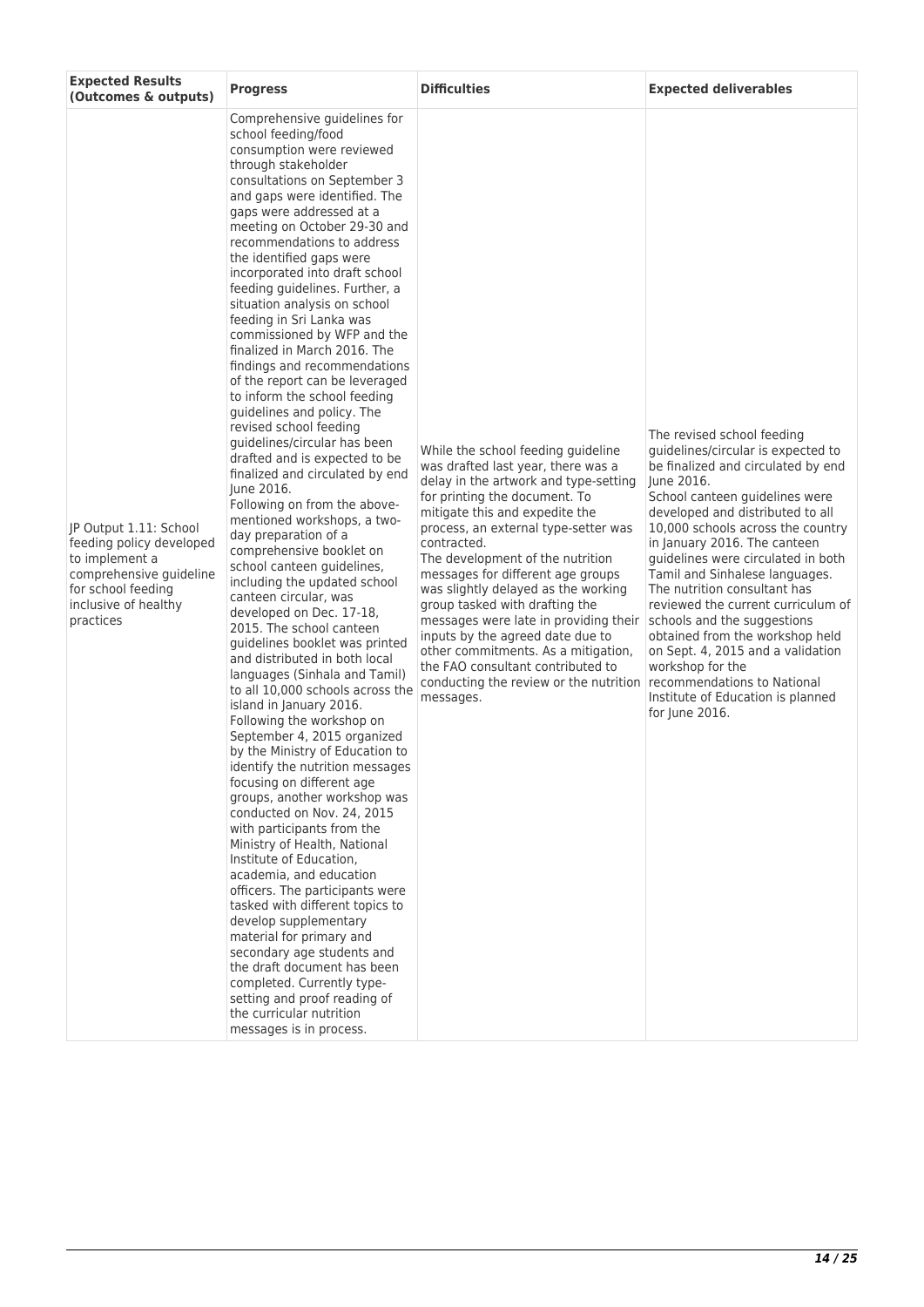| Expected Results (Outcomes & outputs) | Progress | Difficulties | Expected deliverables |
|---|---|---|---|
| JP Output 1.11: School feeding policy developed to implement a comprehensive guideline for school feeding inclusive of healthy practices | Comprehensive guidelines for school feeding/food consumption were reviewed through stakeholder consultations on September 3 and gaps were identified. The gaps were addressed at a meeting on October 29-30 and recommendations to address the identified gaps were incorporated into draft school feeding guidelines. Further, a situation analysis on school feeding in Sri Lanka was commissioned by WFP and the finalized in March 2016. The findings and recommendations of the report can be leveraged to inform the school feeding guidelines and policy. The revised school feeding guidelines/circular has been drafted and is expected to be finalized and circulated by end June 2016.<br>Following on from the above-mentioned workshops, a two-day preparation of a comprehensive booklet on school canteen guidelines, including the updated school canteen circular, was developed on Dec. 17-18, 2015. The school canteen guidelines booklet was printed and distributed in both local languages (Sinhala and Tamil) to all 10,000 schools across the island in January 2016.<br>Following the workshop on September 4, 2015 organized by the Ministry of Education to identify the nutrition messages focusing on different age groups, another workshop was conducted on Nov. 24, 2015 with participants from the Ministry of Health, National Institute of Education, academia, and education officers. The participants were tasked with different topics to develop supplementary material for primary and secondary age students and the draft document has been completed. Currently type-setting and proof reading of the curricular nutrition messages is in process. | While the school feeding guideline was drafted last year, there was a delay in the artwork and type-setting for printing the document. To mitigate this and expedite the process, an external type-setter was contracted.<br>The development of the nutrition messages for different age groups was slightly delayed as the working group tasked with drafting the messages were late in providing their inputs by the agreed date due to other commitments. As a mitigation, the FAO consultant contributed to conducting the review or the nutrition messages. | The revised school feeding guidelines/circular is expected to be finalized and circulated by end June 2016.<br>School canteen guidelines were developed and distributed to all 10,000 schools across the country in January 2016. The canteen guidelines were circulated in both Tamil and Sinhalese languages.<br>The nutrition consultant has reviewed the current curriculum of schools and the suggestions obtained from the workshop held on Sept. 4, 2015 and a validation workshop for the recommendations to National Institute of Education is planned for June 2016. |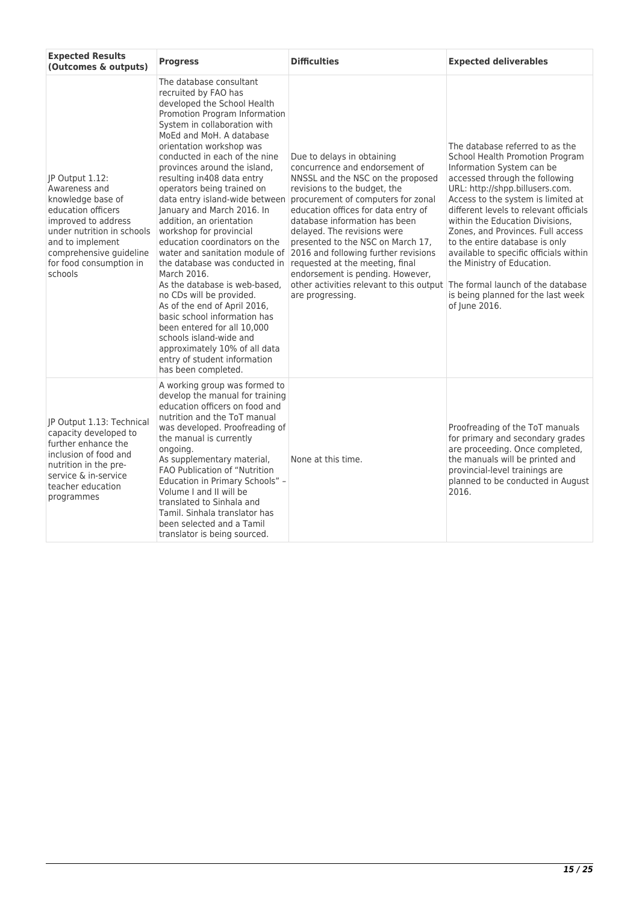| Expected Results (Outcomes & outputs) | Progress | Difficulties | Expected deliverables |
| --- | --- | --- | --- |
| JP Output 1.12: Awareness and knowledge base of education officers improved to address under nutrition in schools and to implement comprehensive guideline for food consumption in schools | The database consultant recruited by FAO has developed the School Health Promotion Program Information System in collaboration with MoEd and MoH. A database orientation workshop was conducted in each of the nine provinces around the island, resulting in408 data entry operators being trained on data entry island-wide between January and March 2016. In addition, an orientation workshop for provincial education coordinators on the water and sanitation module of the database was conducted in March 2016.<br>As the database is web-based, no CDs will be provided.<br>As of the end of April 2016, basic school information has been entered for all 10,000 schools island-wide and approximately 10% of all data entry of student information has been completed. | Due to delays in obtaining concurrence and endorsement of NNSSL and the NSC on the proposed revisions to the budget, the procurement of computers for zonal education offices for data entry of database information has been delayed. The revisions were presented to the NSC on March 17, 2016 and following further revisions requested at the meeting, final endorsement is pending. However, other activities relevant to this output are progressing. | The database referred to as the School Health Promotion Program Information System can be accessed through the following URL: http://shpp.billusers.com. Access to the system is limited at different levels to relevant officials within the Education Divisions, Zones, and Provinces. Full access to the entire database is only available to specific officials within the Ministry of Education.<br>The formal launch of the database is being planned for the last week of June 2016. |
| JP Output 1.13: Technical capacity developed to further enhance the inclusion of food and nutrition in the pre-service & in-service teacher education programmes | A working group was formed to develop the manual for training education officers on food and nutrition and the ToT manual was developed. Proofreading of the manual is currently ongoing.<br>As supplementary material, FAO Publication of "Nutrition Education in Primary Schools" – Volume I and II will be translated to Sinhala and Tamil. Sinhala translator has been selected and a Tamil translator is being sourced. | None at this time. | Proofreading of the ToT manuals for primary and secondary grades are proceeding. Once completed, the manuals will be printed and provincial-level trainings are planned to be conducted in August 2016. |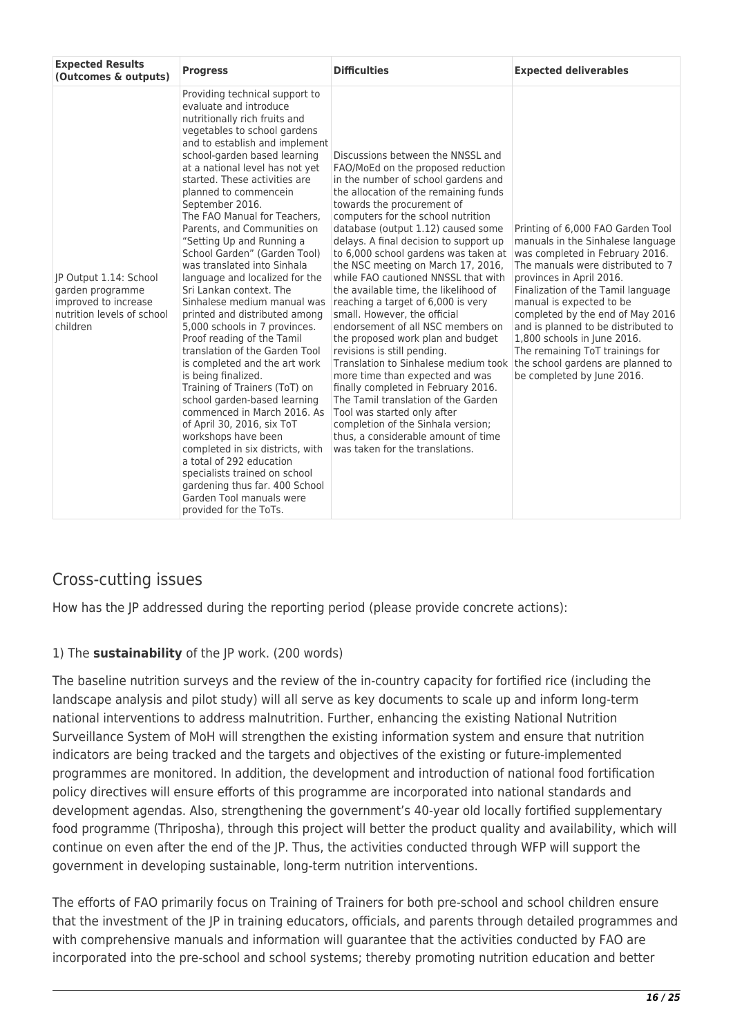| Expected Results (Outcomes & outputs) | Progress | Difficulties | Expected deliverables |
| --- | --- | --- | --- |
| JP Output 1.14: School garden programme improved to increase nutrition levels of school children | Providing technical support to evaluate and introduce nutritionally rich fruits and vegetables to school gardens and to establish and implement school-garden based learning at a national level has not yet started. These activities are planned to commencein September 2016. The FAO Manual for Teachers, Parents, and Communities on "Setting Up and Running a School Garden" (Garden Tool) was translated into Sinhala language and localized for the Sri Lankan context. The Sinhalese medium manual was printed and distributed among 5,000 schools in 7 provinces. Proof reading of the Tamil translation of the Garden Tool is completed and the art work is being finalized. Training of Trainers (ToT) on school garden-based learning commenced in March 2016. As of April 30, 2016, six ToT workshops have been completed in six districts, with a total of 292 education specialists trained on school gardening thus far. 400 School Garden Tool manuals were provided for the ToTs. | Discussions between the NNSSL and FAO/MoEd on the proposed reduction in the number of school gardens and the allocation of the remaining funds towards the procurement of computers for the school nutrition database (output 1.12) caused some delays. A final decision to support up to 6,000 school gardens was taken at the NSC meeting on March 17, 2016, while FAO cautioned NNSSL that with the available time, the likelihood of reaching a target of 6,000 is very small. However, the official endorsement of all NSC members on the proposed work plan and budget revisions is still pending. Translation to Sinhalese medium took more time than expected and was finally completed in February 2016. The Tamil translation of the Garden Tool was started only after completion of the Sinhala version; thus, a considerable amount of time was taken for the translations. | Printing of 6,000 FAO Garden Tool manuals in the Sinhalese language was completed in February 2016. The manuals were distributed to 7 provinces in April 2016. Finalization of the Tamil language manual is expected to be completed by the end of May 2016 and is planned to be distributed to 1,800 schools in June 2016. The remaining ToT trainings for the school gardens are planned to be completed by June 2016. |

## Cross-cutting issues

How has the JP addressed during the reporting period (please provide concrete actions):

1) The **sustainability** of the JP work. (200 words)

The baseline nutrition surveys and the review of the in-country capacity for fortified rice (including the landscape analysis and pilot study) will all serve as key documents to scale up and inform long-term national interventions to address malnutrition. Further, enhancing the existing National Nutrition Surveillance System of MoH will strengthen the existing information system and ensure that nutrition indicators are being tracked and the targets and objectives of the existing or future-implemented programmes are monitored. In addition, the development and introduction of national food fortification policy directives will ensure efforts of this programme are incorporated into national standards and development agendas. Also, strengthening the government's 40-year old locally fortified supplementary food programme (Thriposha), through this project will better the product quality and availability, which will continue on even after the end of the JP. Thus, the activities conducted through WFP will support the government in developing sustainable, long-term nutrition interventions.

The efforts of FAO primarily focus on Training of Trainers for both pre-school and school children ensure that the investment of the JP in training educators, officials, and parents through detailed programmes and with comprehensive manuals and information will guarantee that the activities conducted by FAO are incorporated into the pre-school and school systems; thereby promoting nutrition education and better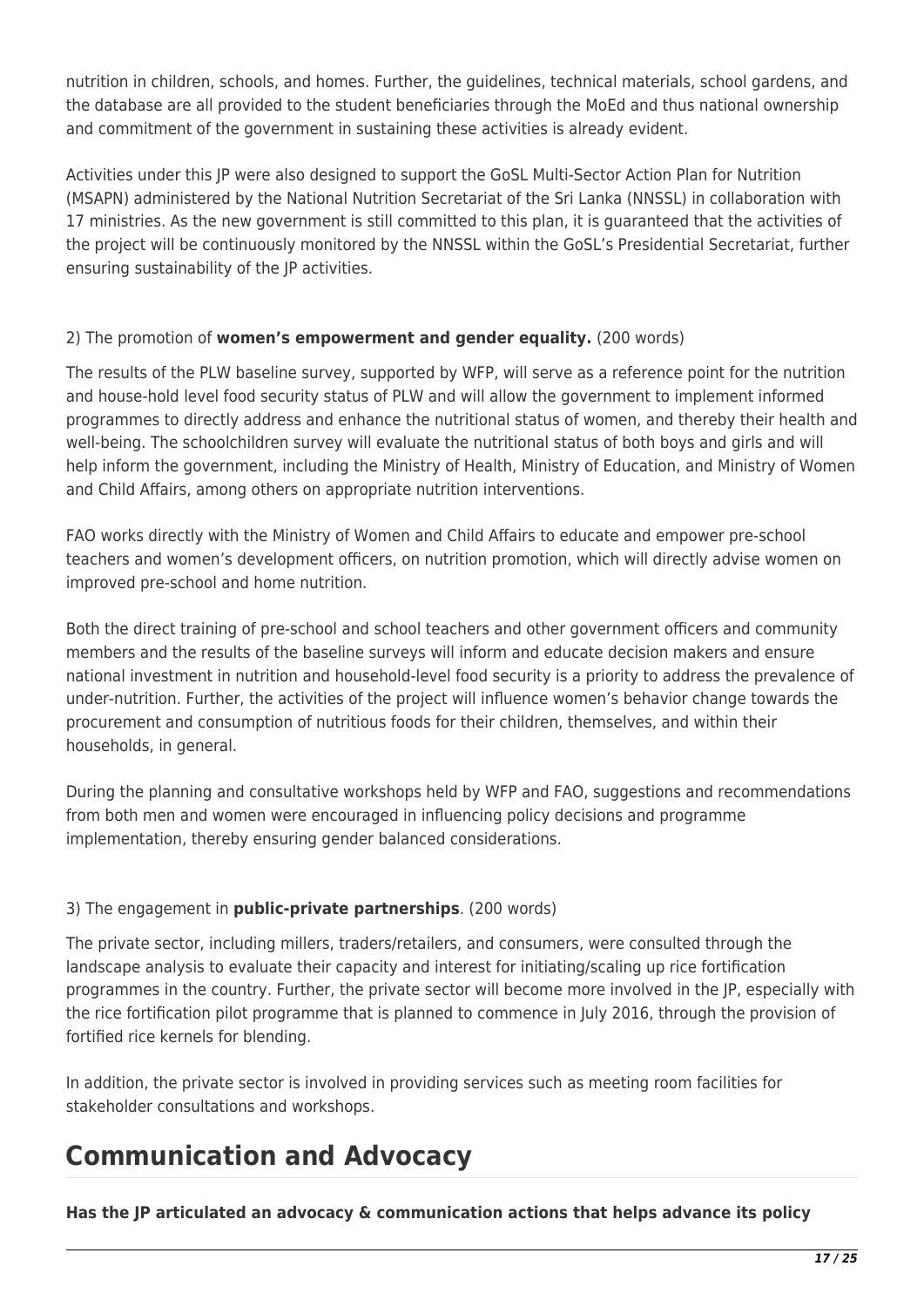nutrition in children, schools, and homes. Further, the guidelines, technical materials, school gardens, and the database are all provided to the student beneficiaries through the MoEd and thus national ownership and commitment of the government in sustaining these activities is already evident.

Activities under this JP were also designed to support the GoSL Multi-Sector Action Plan for Nutrition (MSAPN) administered by the National Nutrition Secretariat of the Sri Lanka (NNSSL) in collaboration with 17 ministries. As the new government is still committed to this plan, it is guaranteed that the activities of the project will be continuously monitored by the NNSSL within the GoSL's Presidential Secretariat, further ensuring sustainability of the JP activities.

2) The promotion of **women's empowerment and gender equality.** (200 words)

The results of the PLW baseline survey, supported by WFP, will serve as a reference point for the nutrition and house-hold level food security status of PLW and will allow the government to implement informed programmes to directly address and enhance the nutritional status of women, and thereby their health and well-being. The schoolchildren survey will evaluate the nutritional status of both boys and girls and will help inform the government, including the Ministry of Health, Ministry of Education, and Ministry of Women and Child Affairs, among others on appropriate nutrition interventions.

FAO works directly with the Ministry of Women and Child Affairs to educate and empower pre-school teachers and women's development officers, on nutrition promotion, which will directly advise women on improved pre-school and home nutrition.

Both the direct training of pre-school and school teachers and other government officers and community members and the results of the baseline surveys will inform and educate decision makers and ensure national investment in nutrition and household-level food security is a priority to address the prevalence of under-nutrition. Further, the activities of the project will influence women's behavior change towards the procurement and consumption of nutritious foods for their children, themselves, and within their households, in general.

During the planning and consultative workshops held by WFP and FAO, suggestions and recommendations from both men and women were encouraged in influencing policy decisions and programme implementation, thereby ensuring gender balanced considerations.

3) The engagement in **public-private partnerships**. (200 words)

The private sector, including millers, traders/retailers, and consumers, were consulted through the landscape analysis to evaluate their capacity and interest for initiating/scaling up rice fortification programmes in the country. Further, the private sector will become more involved in the JP, especially with the rice fortification pilot programme that is planned to commence in July 2016, through the provision of fortified rice kernels for blending.

In addition, the private sector is involved in providing services such as meeting room facilities for stakeholder consultations and workshops.

# Communication and Advocacy

**Has the JP articulated an advocacy & communication actions that helps advance its policy**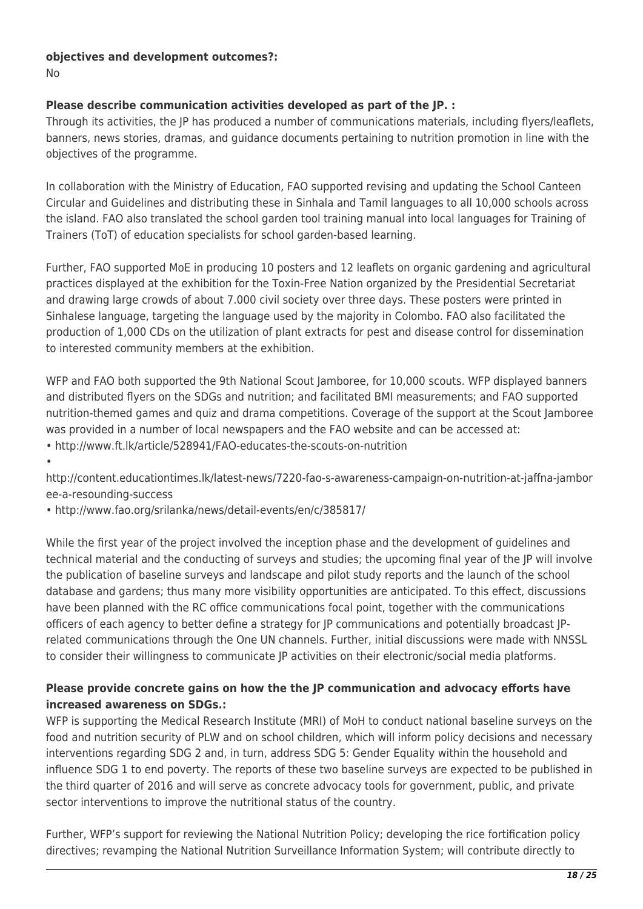**objectives and development outcomes?:**

No

**Please describe communication activities developed as part of the JP. :**

Through its activities, the JP has produced a number of communications materials, including flyers/leaflets, banners, news stories, dramas, and guidance documents pertaining to nutrition promotion in line with the objectives of the programme.

In collaboration with the Ministry of Education, FAO supported revising and updating the School Canteen Circular and Guidelines and distributing these in Sinhala and Tamil languages to all 10,000 schools across the island. FAO also translated the school garden tool training manual into local languages for Training of Trainers (ToT) of education specialists for school garden-based learning.

Further, FAO supported MoE in producing 10 posters and 12 leaflets on organic gardening and agricultural practices displayed at the exhibition for the Toxin-Free Nation organized by the Presidential Secretariat and drawing large crowds of about 7.000 civil society over three days. These posters were printed in Sinhalese language, targeting the language used by the majority in Colombo. FAO also facilitated the production of 1,000 CDs on the utilization of plant extracts for pest and disease control for dissemination to interested community members at the exhibition.

WFP and FAO both supported the 9th National Scout Jamboree, for 10,000 scouts. WFP displayed banners and distributed flyers on the SDGs and nutrition; and facilitated BMI measurements; and FAO supported nutrition-themed games and quiz and drama competitions. Coverage of the support at the Scout Jamboree was provided in a number of local newspapers and the FAO website and can be accessed at:

- http://www.ft.lk/article/528941/FAO-educates-the-scouts-on-nutrition
- http://content.educationtimes.lk/latest-news/7220-fao-s-awareness-campaign-on-nutrition-at-jaffna-jamboree-a-resounding-success
- http://www.fao.org/srilanka/news/detail-events/en/c/385817/

While the first year of the project involved the inception phase and the development of guidelines and technical material and the conducting of surveys and studies; the upcoming final year of the JP will involve the publication of baseline surveys and landscape and pilot study reports and the launch of the school database and gardens; thus many more visibility opportunities are anticipated. To this effect, discussions have been planned with the RC office communications focal point, together with the communications officers of each agency to better define a strategy for JP communications and potentially broadcast JP-related communications through the One UN channels. Further, initial discussions were made with NNSSL to consider their willingness to communicate JP activities on their electronic/social media platforms.

**Please provide concrete gains on how the the JP communication and advocacy efforts have increased awareness on SDGs.:**

WFP is supporting the Medical Research Institute (MRI) of MoH to conduct national baseline surveys on the food and nutrition security of PLW and on school children, which will inform policy decisions and necessary interventions regarding SDG 2 and, in turn, address SDG 5: Gender Equality within the household and influence SDG 1 to end poverty. The reports of these two baseline surveys are expected to be published in the third quarter of 2016 and will serve as concrete advocacy tools for government, public, and private sector interventions to improve the nutritional status of the country.

Further, WFP's support for reviewing the National Nutrition Policy; developing the rice fortification policy directives; revamping the National Nutrition Surveillance Information System; will contribute directly to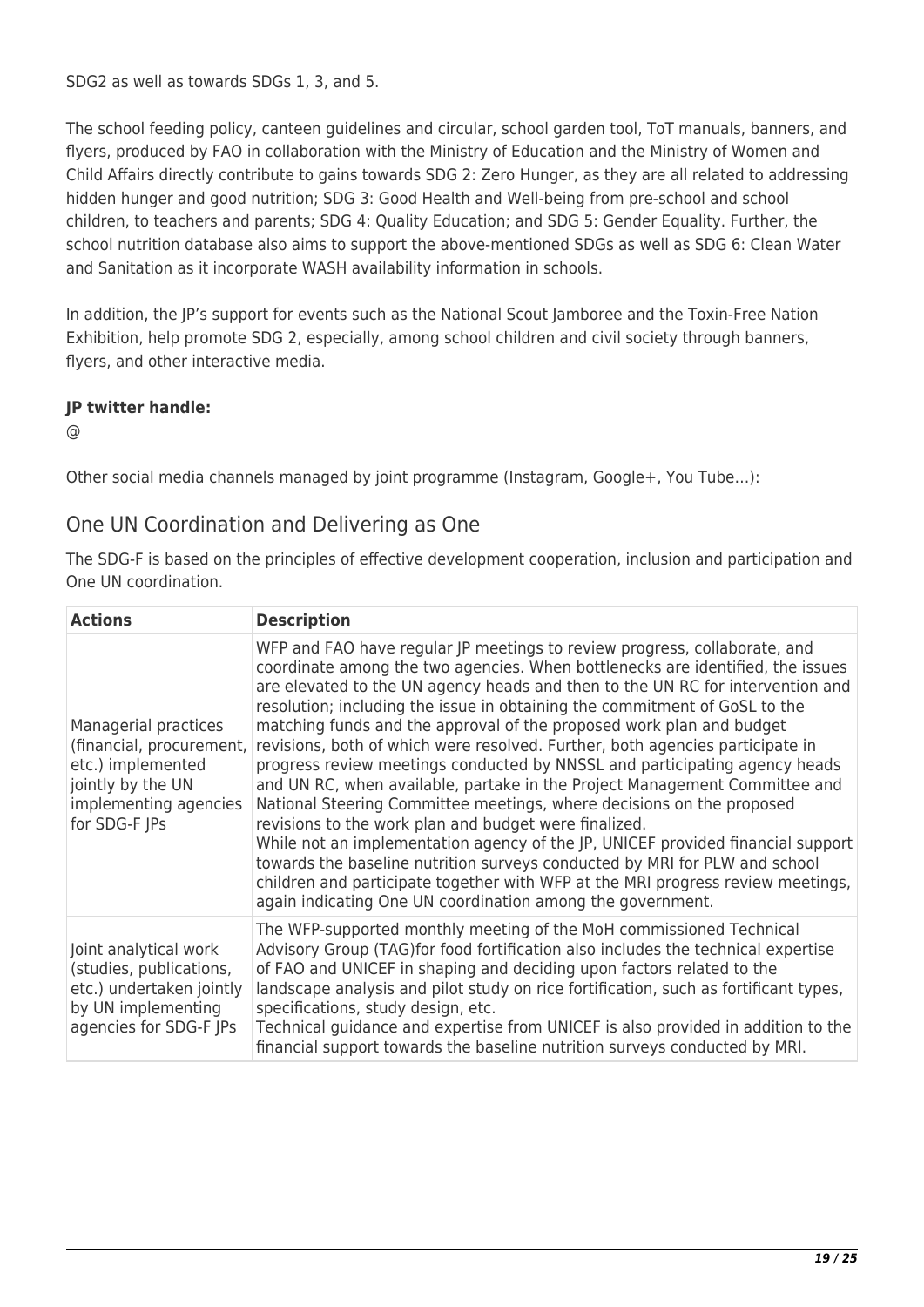SDG2 as well as towards SDGs 1, 3, and 5.

The school feeding policy, canteen guidelines and circular, school garden tool, ToT manuals, banners, and flyers, produced by FAO in collaboration with the Ministry of Education and the Ministry of Women and Child Affairs directly contribute to gains towards SDG 2: Zero Hunger, as they are all related to addressing hidden hunger and good nutrition; SDG 3: Good Health and Well-being from pre-school and school children, to teachers and parents; SDG 4: Quality Education; and SDG 5: Gender Equality. Further, the school nutrition database also aims to support the above-mentioned SDGs as well as SDG 6: Clean Water and Sanitation as it incorporate WASH availability information in schools.

In addition, the JP's support for events such as the National Scout Jamboree and the Toxin-Free Nation Exhibition, help promote SDG 2, especially, among school children and civil society through banners, flyers, and other interactive media.

**JP twitter handle:**

@

Other social media channels managed by joint programme (Instagram, Google+, You Tube…):

## One UN Coordination and Delivering as One

The SDG-F is based on the principles of effective development cooperation, inclusion and participation and One UN coordination.

| Actions | Description |
|---|---|
| Managerial practices (financial, procurement, etc.) implemented jointly by the UN implementing agencies for SDG-F JPs | WFP and FAO have regular JP meetings to review progress, collaborate, and coordinate among the two agencies. When bottlenecks are identified, the issues are elevated to the UN agency heads and then to the UN RC for intervention and resolution; including the issue in obtaining the commitment of GoSL to the matching funds and the approval of the proposed work plan and budget revisions, both of which were resolved. Further, both agencies participate in progress review meetings conducted by NNSSL and participating agency heads and UN RC, when available, partake in the Project Management Committee and National Steering Committee meetings, where decisions on the proposed revisions to the work plan and budget were finalized.<br>While not an implementation agency of the JP, UNICEF provided financial support towards the baseline nutrition surveys conducted by MRI for PLW and school children and participate together with WFP at the MRI progress review meetings, again indicating One UN coordination among the government. |
| Joint analytical work (studies, publications, etc.) undertaken jointly by UN implementing agencies for SDG-F JPs | The WFP-supported monthly meeting of the MoH commissioned Technical Advisory Group (TAG)for food fortification also includes the technical expertise of FAO and UNICEF in shaping and deciding upon factors related to the landscape analysis and pilot study on rice fortification, such as fortificant types, specifications, study design, etc.<br>Technical guidance and expertise from UNICEF is also provided in addition to the financial support towards the baseline nutrition surveys conducted by MRI. |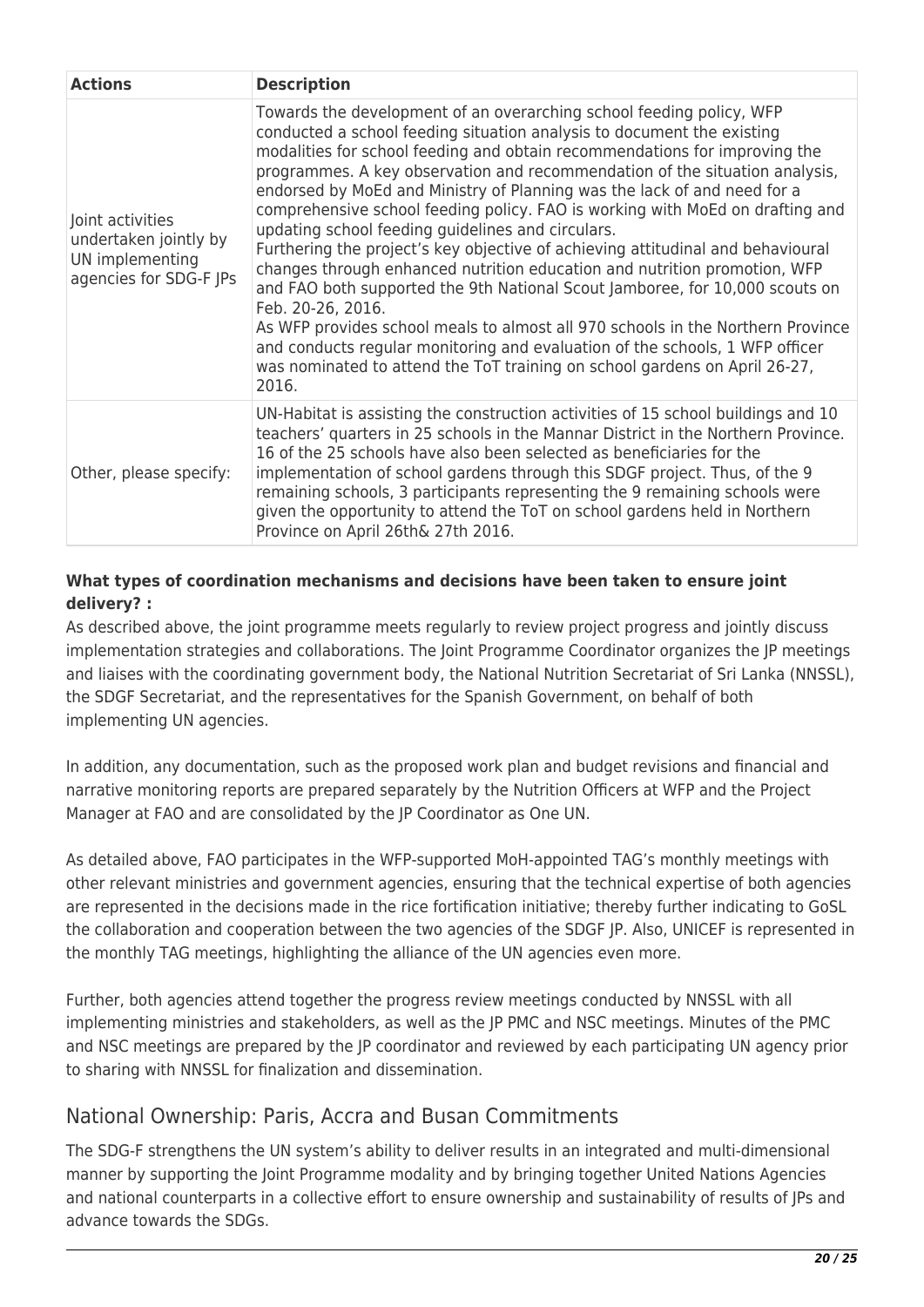| Actions | Description |
| --- | --- |
| Joint activities undertaken jointly by UN implementing agencies for SDG-F JPs | Towards the development of an overarching school feeding policy, WFP conducted a school feeding situation analysis to document the existing modalities for school feeding and obtain recommendations for improving the programmes. A key observation and recommendation of the situation analysis, endorsed by MoEd and Ministry of Planning was the lack of and need for a comprehensive school feeding policy. FAO is working with MoEd on drafting and updating school feeding guidelines and circulars.<br>Furthering the project's key objective of achieving attitudinal and behavioural changes through enhanced nutrition education and nutrition promotion, WFP and FAO both supported the 9th National Scout Jamboree, for 10,000 scouts on Feb. 20-26, 2016.<br>As WFP provides school meals to almost all 970 schools in the Northern Province and conducts regular monitoring and evaluation of the schools, 1 WFP officer was nominated to attend the ToT training on school gardens on April 26-27, 2016. |
| Other, please specify: | UN-Habitat is assisting the construction activities of 15 school buildings and 10 teachers' quarters in 25 schools in the Mannar District in the Northern Province. 16 of the 25 schools have also been selected as beneficiaries for the implementation of school gardens through this SDGF project. Thus, of the 9 remaining schools, 3 participants representing the 9 remaining schools were given the opportunity to attend the ToT on school gardens held in Northern Province on April 26th& 27th 2016. |

**What types of coordination mechanisms and decisions have been taken to ensure joint delivery? :**

As described above, the joint programme meets regularly to review project progress and jointly discuss implementation strategies and collaborations. The Joint Programme Coordinator organizes the JP meetings and liaises with the coordinating government body, the National Nutrition Secretariat of Sri Lanka (NNSSL), the SDGF Secretariat, and the representatives for the Spanish Government, on behalf of both implementing UN agencies.

In addition, any documentation, such as the proposed work plan and budget revisions and financial and narrative monitoring reports are prepared separately by the Nutrition Officers at WFP and the Project Manager at FAO and are consolidated by the JP Coordinator as One UN.

As detailed above, FAO participates in the WFP-supported MoH-appointed TAG's monthly meetings with other relevant ministries and government agencies, ensuring that the technical expertise of both agencies are represented in the decisions made in the rice fortification initiative; thereby further indicating to GoSL the collaboration and cooperation between the two agencies of the SDGF JP. Also, UNICEF is represented in the monthly TAG meetings, highlighting the alliance of the UN agencies even more.

Further, both agencies attend together the progress review meetings conducted by NNSSL with all implementing ministries and stakeholders, as well as the JP PMC and NSC meetings. Minutes of the PMC and NSC meetings are prepared by the JP coordinator and reviewed by each participating UN agency prior to sharing with NNSSL for finalization and dissemination.

## National Ownership: Paris, Accra and Busan Commitments

The SDG-F strengthens the UN system's ability to deliver results in an integrated and multi-dimensional manner by supporting the Joint Programme modality and by bringing together United Nations Agencies and national counterparts in a collective effort to ensure ownership and sustainability of results of JPs and advance towards the SDGs.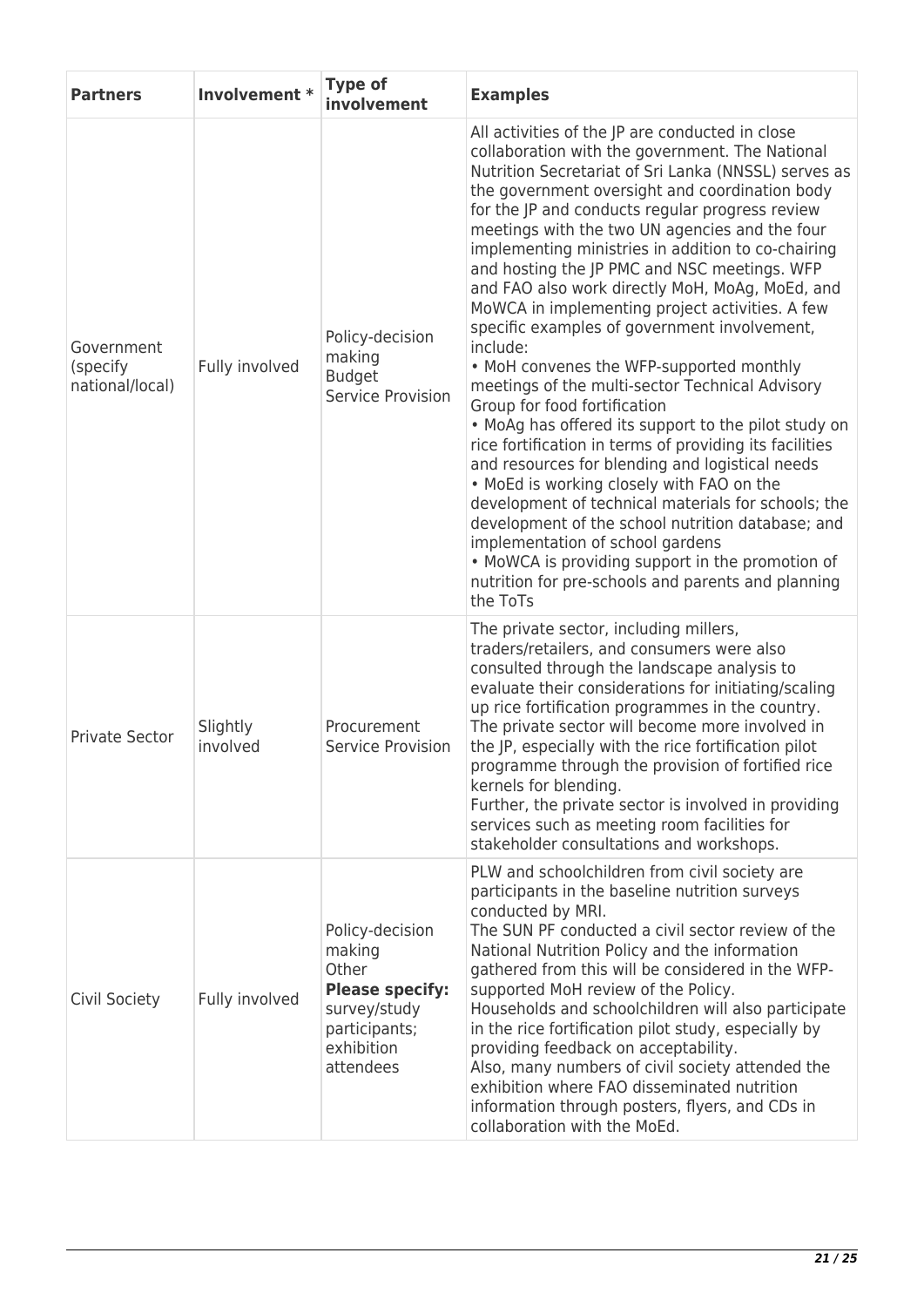| Partners | Involvement * | Type of involvement | Examples |
|---|---|---|---|
| Government (specify national/local) | Fully involved | Policy-decision making<br>Budget<br>Service Provision | All activities of the JP are conducted in close collaboration with the government. The National Nutrition Secretariat of Sri Lanka (NNSSL) serves as the government oversight and coordination body for the JP and conducts regular progress review meetings with the two UN agencies and the four implementing ministries in addition to co-chairing and hosting the JP PMC and NSC meetings. WFP and FAO also work directly MoH, MoAg, MoEd, and MoWCA in implementing project activities. A few specific examples of government involvement, include:<br>• MoH convenes the WFP-supported monthly meetings of the multi-sector Technical Advisory Group for food fortification<br>• MoAg has offered its support to the pilot study on rice fortification in terms of providing its facilities and resources for blending and logistical needs<br>• MoEd is working closely with FAO on the development of technical materials for schools; the development of the school nutrition database; and implementation of school gardens<br>• MoWCA is providing support in the promotion of nutrition for pre-schools and parents and planning the ToTs |
| Private Sector | Slightly involved | Procurement<br>Service Provision | The private sector, including millers, traders/retailers, and consumers were also consulted through the landscape analysis to evaluate their considerations for initiating/scaling up rice fortification programmes in the country. The private sector will become more involved in the JP, especially with the rice fortification pilot programme through the provision of fortified rice kernels for blending.<br>Further, the private sector is involved in providing services such as meeting room facilities for stakeholder consultations and workshops. |
| Civil Society | Fully involved | Policy-decision making<br>Other<br>**Please specify:** survey/study participants; exhibition attendees | PLW and schoolchildren from civil society are participants in the baseline nutrition surveys conducted by MRI.<br>The SUN PF conducted a civil sector review of the National Nutrition Policy and the information gathered from this will be considered in the WFP-supported MoH review of the Policy.<br>Households and schoolchildren will also participate in the rice fortification pilot study, especially by providing feedback on acceptability.<br>Also, many numbers of civil society attended the exhibition where FAO disseminated nutrition information through posters, flyers, and CDs in collaboration with the MoEd. |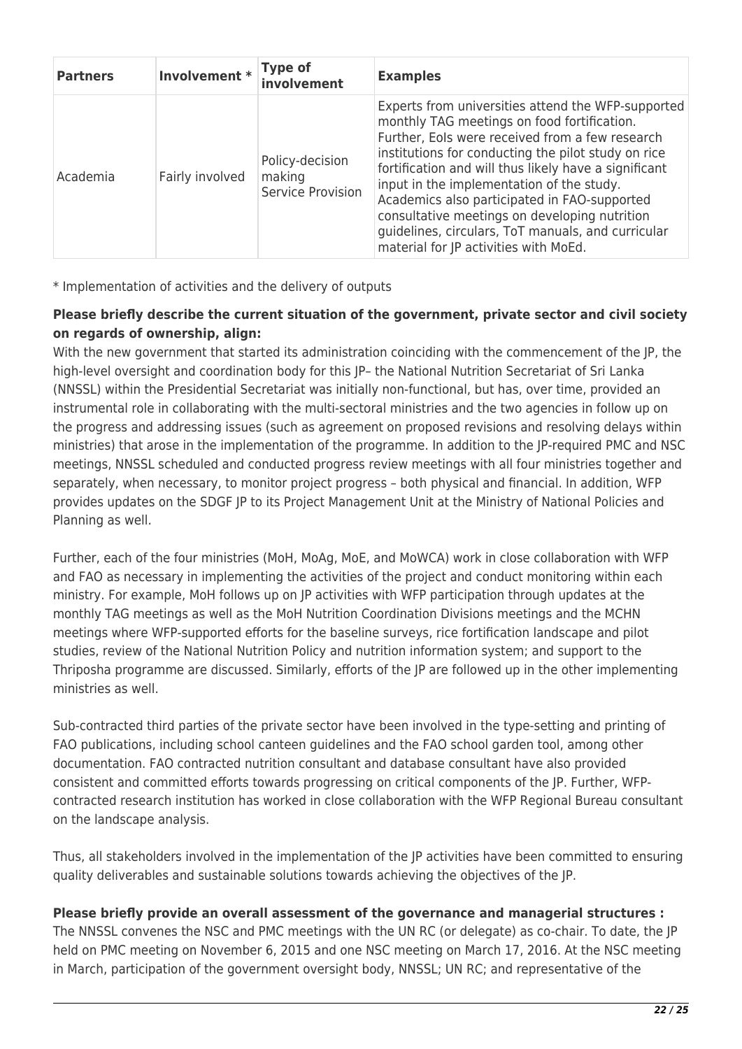| Partners | Involvement * | Type of involvement | Examples |
|---|---|---|---|
| Academia | Fairly involved | Policy-decision making<br>Service Provision | Experts from universities attend the WFP-supported monthly TAG meetings on food fortification. Further, EoIs were received from a few research institutions for conducting the pilot study on rice fortification and will thus likely have a significant input in the implementation of the study. Academics also participated in FAO-supported consultative meetings on developing nutrition guidelines, circulars, ToT manuals, and curricular material for JP activities with MoEd. |

* Implementation of activities and the delivery of outputs

**Please briefly describe the current situation of the government, private sector and civil society on regards of ownership, align:**

With the new government that started its administration coinciding with the commencement of the JP, the high-level oversight and coordination body for this JP– the National Nutrition Secretariat of Sri Lanka (NNSSL) within the Presidential Secretariat was initially non-functional, but has, over time, provided an instrumental role in collaborating with the multi-sectoral ministries and the two agencies in follow up on the progress and addressing issues (such as agreement on proposed revisions and resolving delays within ministries) that arose in the implementation of the programme. In addition to the JP-required PMC and NSC meetings, NNSSL scheduled and conducted progress review meetings with all four ministries together and separately, when necessary, to monitor project progress – both physical and financial. In addition, WFP provides updates on the SDGF JP to its Project Management Unit at the Ministry of National Policies and Planning as well.

Further, each of the four ministries (MoH, MoAg, MoE, and MoWCA) work in close collaboration with WFP and FAO as necessary in implementing the activities of the project and conduct monitoring within each ministry. For example, MoH follows up on JP activities with WFP participation through updates at the monthly TAG meetings as well as the MoH Nutrition Coordination Divisions meetings and the MCHN meetings where WFP-supported efforts for the baseline surveys, rice fortification landscape and pilot studies, review of the National Nutrition Policy and nutrition information system; and support to the Thriposha programme are discussed. Similarly, efforts of the JP are followed up in the other implementing ministries as well.

Sub-contracted third parties of the private sector have been involved in the type-setting and printing of FAO publications, including school canteen guidelines and the FAO school garden tool, among other documentation. FAO contracted nutrition consultant and database consultant have also provided consistent and committed efforts towards progressing on critical components of the JP. Further, WFP-contracted research institution has worked in close collaboration with the WFP Regional Bureau consultant on the landscape analysis.

Thus, all stakeholders involved in the implementation of the JP activities have been committed to ensuring quality deliverables and sustainable solutions towards achieving the objectives of the JP.

**Please briefly provide an overall assessment of the governance and managerial structures :**

The NNSSL convenes the NSC and PMC meetings with the UN RC (or delegate) as co-chair. To date, the JP held on PMC meeting on November 6, 2015 and one NSC meeting on March 17, 2016. At the NSC meeting in March, participation of the government oversight body, NNSSL; UN RC; and representative of the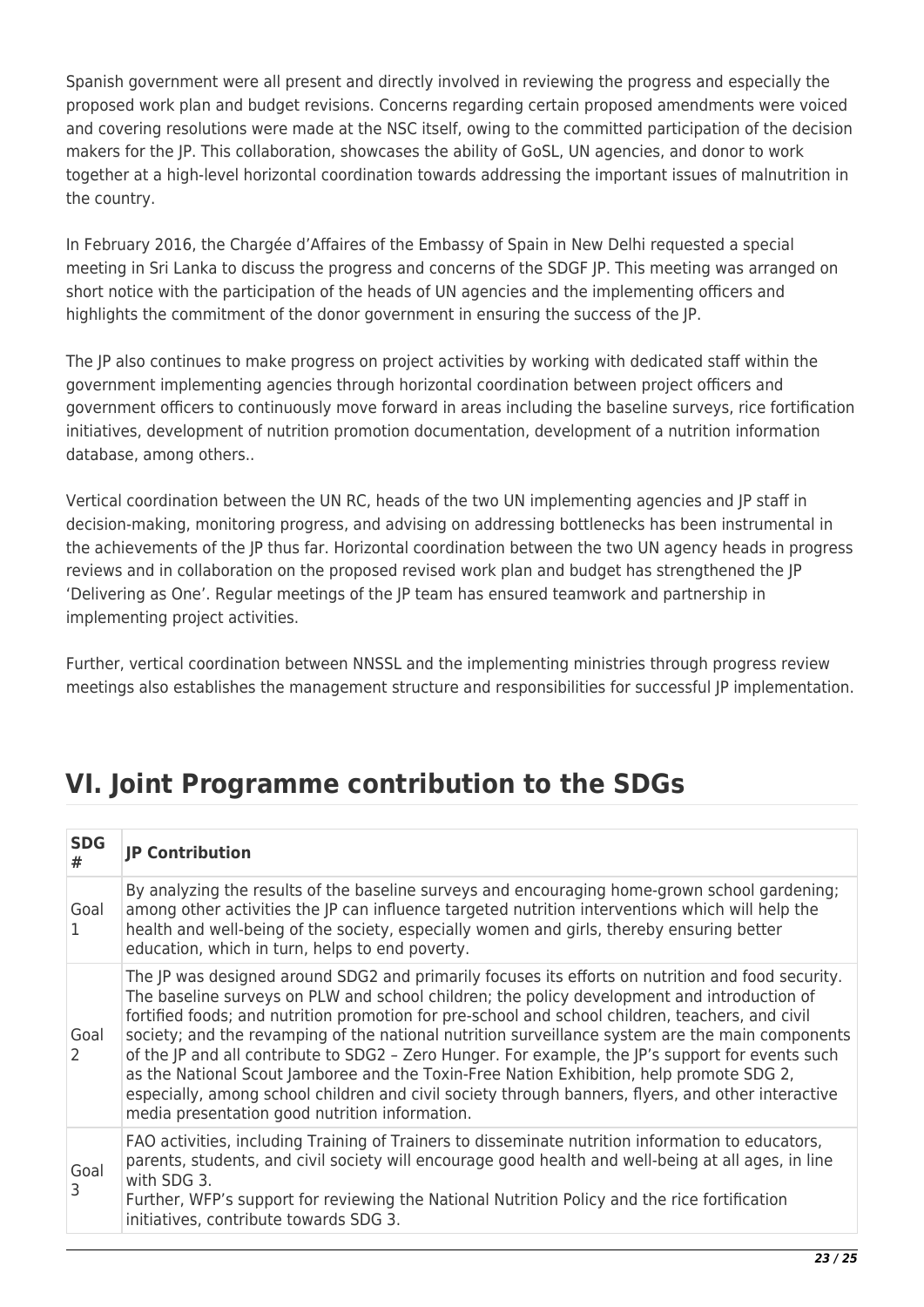Spanish government were all present and directly involved in reviewing the progress and especially the proposed work plan and budget revisions. Concerns regarding certain proposed amendments were voiced and covering resolutions were made at the NSC itself, owing to the committed participation of the decision makers for the JP. This collaboration, showcases the ability of GoSL, UN agencies, and donor to work together at a high-level horizontal coordination towards addressing the important issues of malnutrition in the country.

In February 2016, the Chargée d'Affaires of the Embassy of Spain in New Delhi requested a special meeting in Sri Lanka to discuss the progress and concerns of the SDGF JP. This meeting was arranged on short notice with the participation of the heads of UN agencies and the implementing officers and highlights the commitment of the donor government in ensuring the success of the JP.

The JP also continues to make progress on project activities by working with dedicated staff within the government implementing agencies through horizontal coordination between project officers and government officers to continuously move forward in areas including the baseline surveys, rice fortification initiatives, development of nutrition promotion documentation, development of a nutrition information database, among others..

Vertical coordination between the UN RC, heads of the two UN implementing agencies and JP staff in decision-making, monitoring progress, and advising on addressing bottlenecks has been instrumental in the achievements of the JP thus far. Horizontal coordination between the two UN agency heads in progress reviews and in collaboration on the proposed revised work plan and budget has strengthened the JP 'Delivering as One'. Regular meetings of the JP team has ensured teamwork and partnership in implementing project activities.

Further, vertical coordination between NNSSL and the implementing ministries through progress review meetings also establishes the management structure and responsibilities for successful JP implementation.

# VI. Joint Programme contribution to the SDGs

| SDG # | JP Contribution |
|---|---|
| Goal 1 | By analyzing the results of the baseline surveys and encouraging home-grown school gardening; among other activities the JP can influence targeted nutrition interventions which will help the health and well-being of the society, especially women and girls, thereby ensuring better education, which in turn, helps to end poverty. |
| Goal 2 | The JP was designed around SDG2 and primarily focuses its efforts on nutrition and food security. The baseline surveys on PLW and school children; the policy development and introduction of fortified foods; and nutrition promotion for pre-school and school children, teachers, and civil society; and the revamping of the national nutrition surveillance system are the main components of the JP and all contribute to SDG2 – Zero Hunger. For example, the JP's support for events such as the National Scout Jamboree and the Toxin-Free Nation Exhibition, help promote SDG 2, especially, among school children and civil society through banners, flyers, and other interactive media presentation good nutrition information. |
| Goal 3 | FAO activities, including Training of Trainers to disseminate nutrition information to educators, parents, students, and civil society will encourage good health and well-being at all ages, in line with SDG 3.<br>Further, WFP's support for reviewing the National Nutrition Policy and the rice fortification initiatives, contribute towards SDG 3. |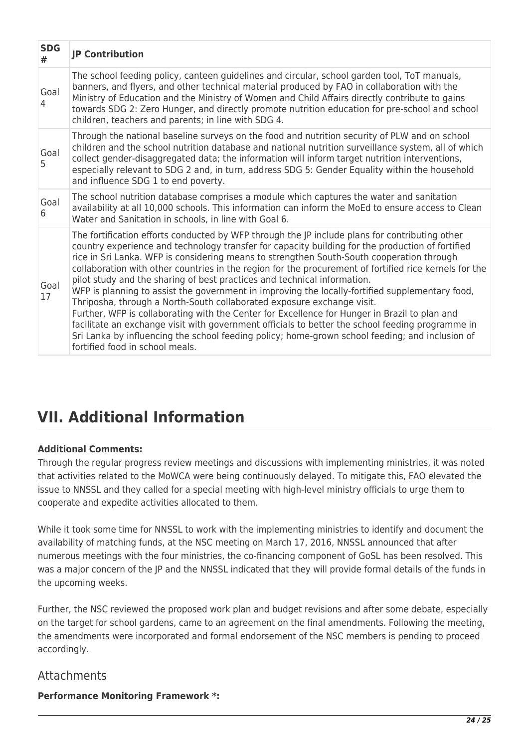| SDG # | JP Contribution |
| --- | --- |
| Goal 4 | The school feeding policy, canteen guidelines and circular, school garden tool, ToT manuals, banners, and flyers, and other technical material produced by FAO in collaboration with the Ministry of Education and the Ministry of Women and Child Affairs directly contribute to gains towards SDG 2: Zero Hunger, and directly promote nutrition education for pre-school and school children, teachers and parents; in line with SDG 4. |
| Goal 5 | Through the national baseline surveys on the food and nutrition security of PLW and on school children and the school nutrition database and national nutrition surveillance system, all of which collect gender-disaggregated data; the information will inform target nutrition interventions, especially relevant to SDG 2 and, in turn, address SDG 5: Gender Equality within the household and influence SDG 1 to end poverty. |
| Goal 6 | The school nutrition database comprises a module which captures the water and sanitation availability at all 10,000 schools. This information can inform the MoEd to ensure access to Clean Water and Sanitation in schools, in line with Goal 6. |
| Goal 17 | The fortification efforts conducted by WFP through the JP include plans for contributing other country experience and technology transfer for capacity building for the production of fortified rice in Sri Lanka. WFP is considering means to strengthen South-South cooperation through collaboration with other countries in the region for the procurement of fortified rice kernels for the pilot study and the sharing of best practices and technical information.<br>WFP is planning to assist the government in improving the locally-fortified supplementary food, Thriposha, through a North-South collaborated exposure exchange visit.<br>Further, WFP is collaborating with the Center for Excellence for Hunger in Brazil to plan and facilitate an exchange visit with government officials to better the school feeding programme in Sri Lanka by influencing the school feeding policy; home-grown school feeding; and inclusion of fortified food in school meals. |

# VII. Additional Information

**Additional Comments:**

Through the regular progress review meetings and discussions with implementing ministries, it was noted that activities related to the MoWCA were being continuously delayed. To mitigate this, FAO elevated the issue to NNSSL and they called for a special meeting with high-level ministry officials to urge them to cooperate and expedite activities allocated to them.

While it took some time for NNSSL to work with the implementing ministries to identify and document the availability of matching funds, at the NSC meeting on March 17, 2016, NNSSL announced that after numerous meetings with the four ministries, the co-financing component of GoSL has been resolved. This was a major concern of the JP and the NNSSL indicated that they will provide formal details of the funds in the upcoming weeks.

Further, the NSC reviewed the proposed work plan and budget revisions and after some debate, especially on the target for school gardens, came to an agreement on the final amendments. Following the meeting, the amendments were incorporated and formal endorsement of the NSC members is pending to proceed accordingly.

## Attachments

**Performance Monitoring Framework *:**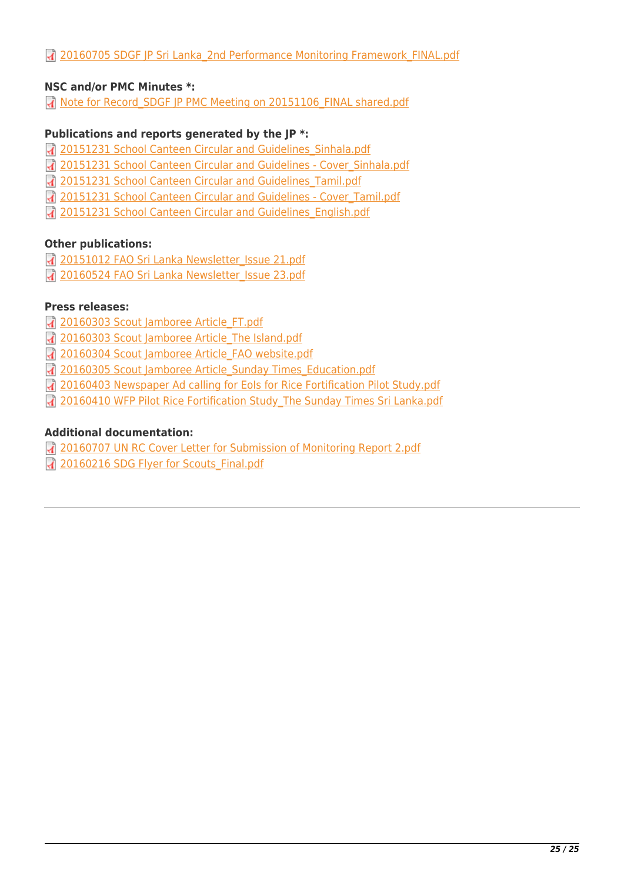20160705 SDGF JP Sri Lanka_2nd Performance Monitoring Framework_FINAL.pdf

**NSC and/or PMC Minutes *:**

Note for Record_SDGF JP PMC Meeting on 20151106_FINAL shared.pdf

**Publications and reports generated by the JP *:**

20151231 School Canteen Circular and Guidelines_Sinhala.pdf
20151231 School Canteen Circular and Guidelines - Cover_Sinhala.pdf
20151231 School Canteen Circular and Guidelines_Tamil.pdf
20151231 School Canteen Circular and Guidelines - Cover_Tamil.pdf
20151231 School Canteen Circular and Guidelines_English.pdf

**Other publications:**

20151012 FAO Sri Lanka Newsletter_Issue 21.pdf
20160524 FAO Sri Lanka Newsletter_Issue 23.pdf

**Press releases:**

20160303 Scout Jamboree Article_FT.pdf
20160303 Scout Jamboree Article_The Island.pdf
20160304 Scout Jamboree Article_FAO website.pdf
20160305 Scout Jamboree Article_Sunday Times_Education.pdf
20160403 Newspaper Ad calling for EoIs for Rice Fortification Pilot Study.pdf
20160410 WFP Pilot Rice Fortification Study_The Sunday Times Sri Lanka.pdf

**Additional documentation:**

20160707 UN RC Cover Letter for Submission of Monitoring Report 2.pdf
20160216 SDG Flyer for Scouts_Final.pdf